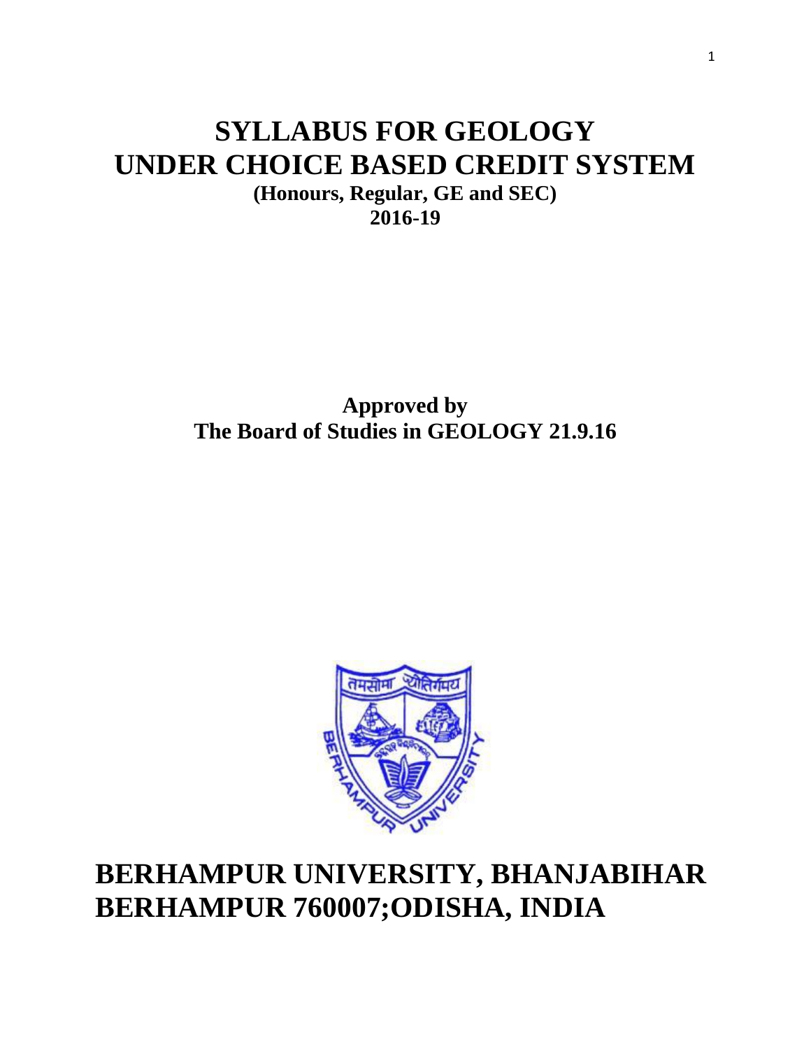# SYLLABUS FOR GEOLOGY
# UNDER CHOICE BASED CREDIT SYSTEM

**(Honours, Regular, GE and SEC)**
**2016-19**

**Approved by**
**The Board of Studies in GEOLOGY 21.9.16**

# BERHAMPUR UNIVERSITY, BHANJABIHAR
# BERHAMPUR 760007;ODISHA, INDIA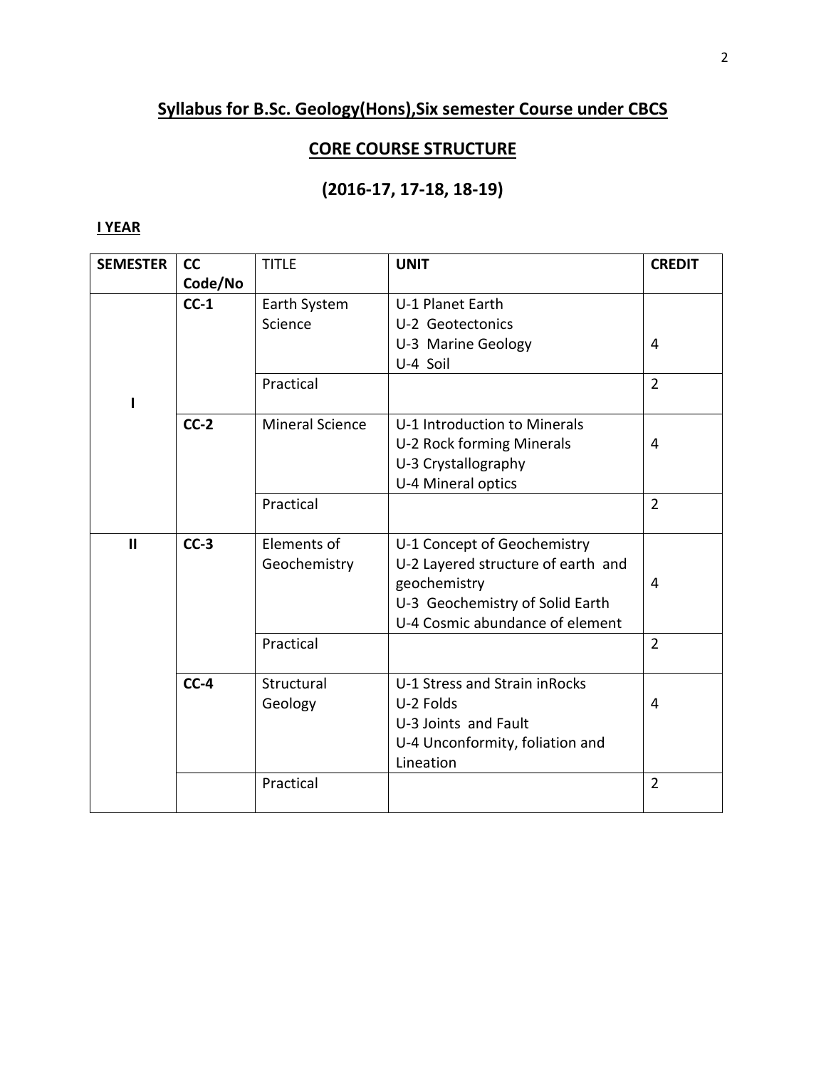## Syllabus for B.Sc. Geology(Hons),Six semester Course under CBCS

## CORE COURSE STRUCTURE

## (2016-17, 17-18, 18-19)

**I YEAR**

| SEMESTER | CC Code/No | TITLE | UNIT | CREDIT |
|---|---|---|---|---|
| I | CC-1 | Earth System Science | U-1 Planet Earth<br>U-2 Geotectonics<br>U-3 Marine Geology<br>U-4 Soil | 4 |
| | | Practical | | 2 |
| | CC-2 | Mineral Science | U-1 Introduction to Minerals<br>U-2 Rock forming Minerals<br>U-3 Crystallography<br>U-4 Mineral optics | 4 |
| | | Practical | | 2 |
| II | CC-3 | Elements of Geochemistry | U-1 Concept of Geochemistry<br>U-2 Layered structure of earth and geochemistry<br>U-3 Geochemistry of Solid Earth<br>U-4 Cosmic abundance of element | 4 |
| | | Practical | | 2 |
| | CC-4 | Structural Geology | U-1 Stress and Strain inRocks<br>U-2 Folds<br>U-3 Joints and Fault<br>U-4 Unconformity, foliation and Lineation | 4 |
| | | Practical | | 2 |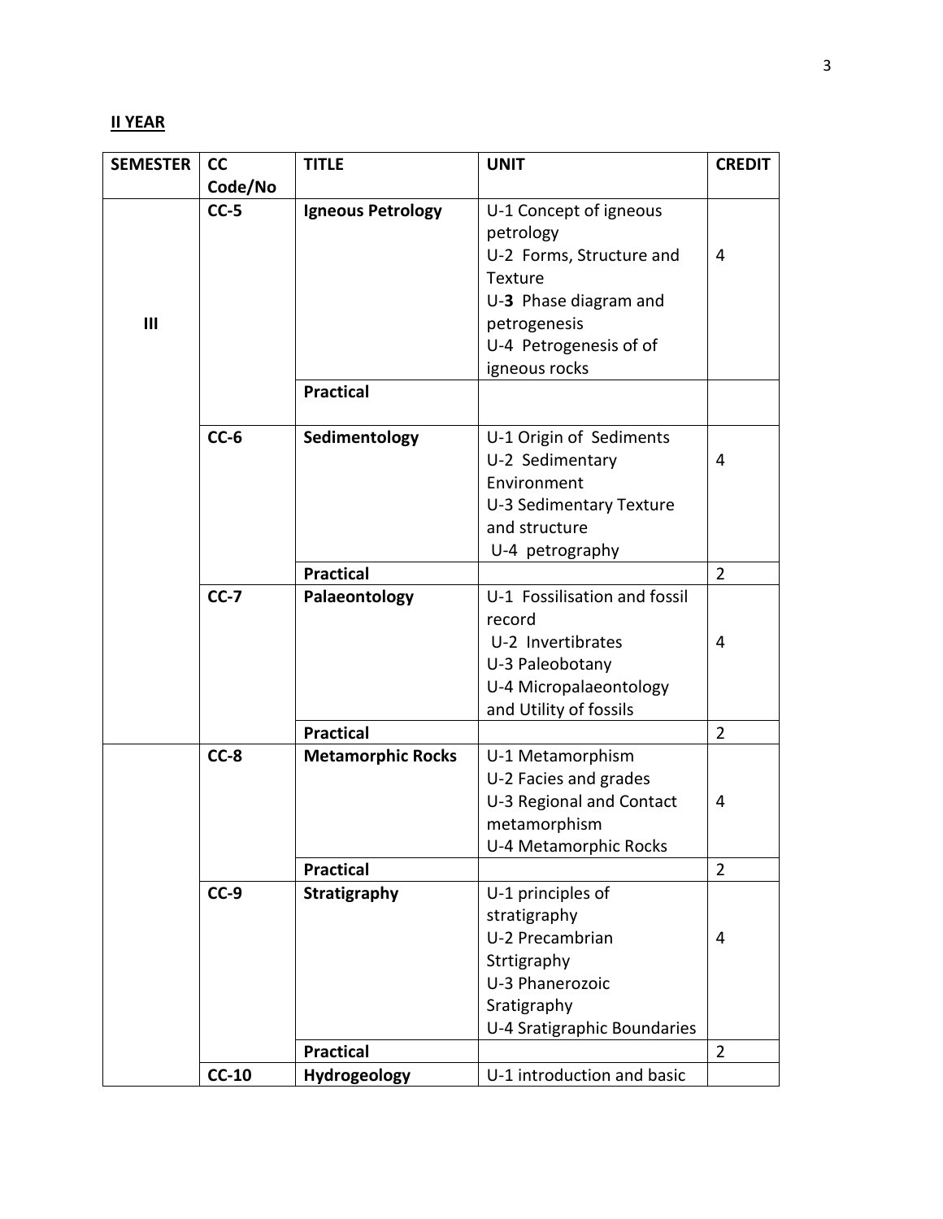**II YEAR**

| **SEMESTER** | **CC Code/No** | **TITLE** | **UNIT** | **CREDIT** |
|---|---|---|---|---|
| **III** | **CC-5** | **Igneous Petrology** | U-1 Concept of igneous petrology<br>U-2 Forms, Structure and Texture<br>U-**3** Phase diagram and petrogenesis<br>U-4 Petrogenesis of of igneous rocks | 4 |
| | | **Practical** | | |
| | **CC-6** | **Sedimentology** | U-1 Origin of Sediments<br>U-2 Sedimentary Environment<br>U-3 Sedimentary Texture and structure<br>U-4 petrography | 4 |
| | | **Practical** | | 2 |
| | **CC-7** | **Palaeontology** | U-1 Fossilisation and fossil record<br>U-2 Invertibrates<br>U-3 Paleobotany<br>U-4 Micropalaeontology and Utility of fossils | 4 |
| | | **Practical** | | 2 |
| | **CC-8** | **Metamorphic Rocks** | U-1 Metamorphism<br>U-2 Facies and grades<br>U-3 Regional and Contact metamorphism<br>U-4 Metamorphic Rocks | 4 |
| | | **Practical** | | 2 |
| | **CC-9** | **Stratigraphy** | U-1 principles of stratigraphy<br>U-2 Precambrian Strtigraphy<br>U-3 Phanerozoic Sratigraphy<br>U-4 Sratigraphic Boundaries | 4 |
| | | **Practical** | | 2 |
| | **CC-10** | **Hydrogeology** | U-1 introduction and basic | |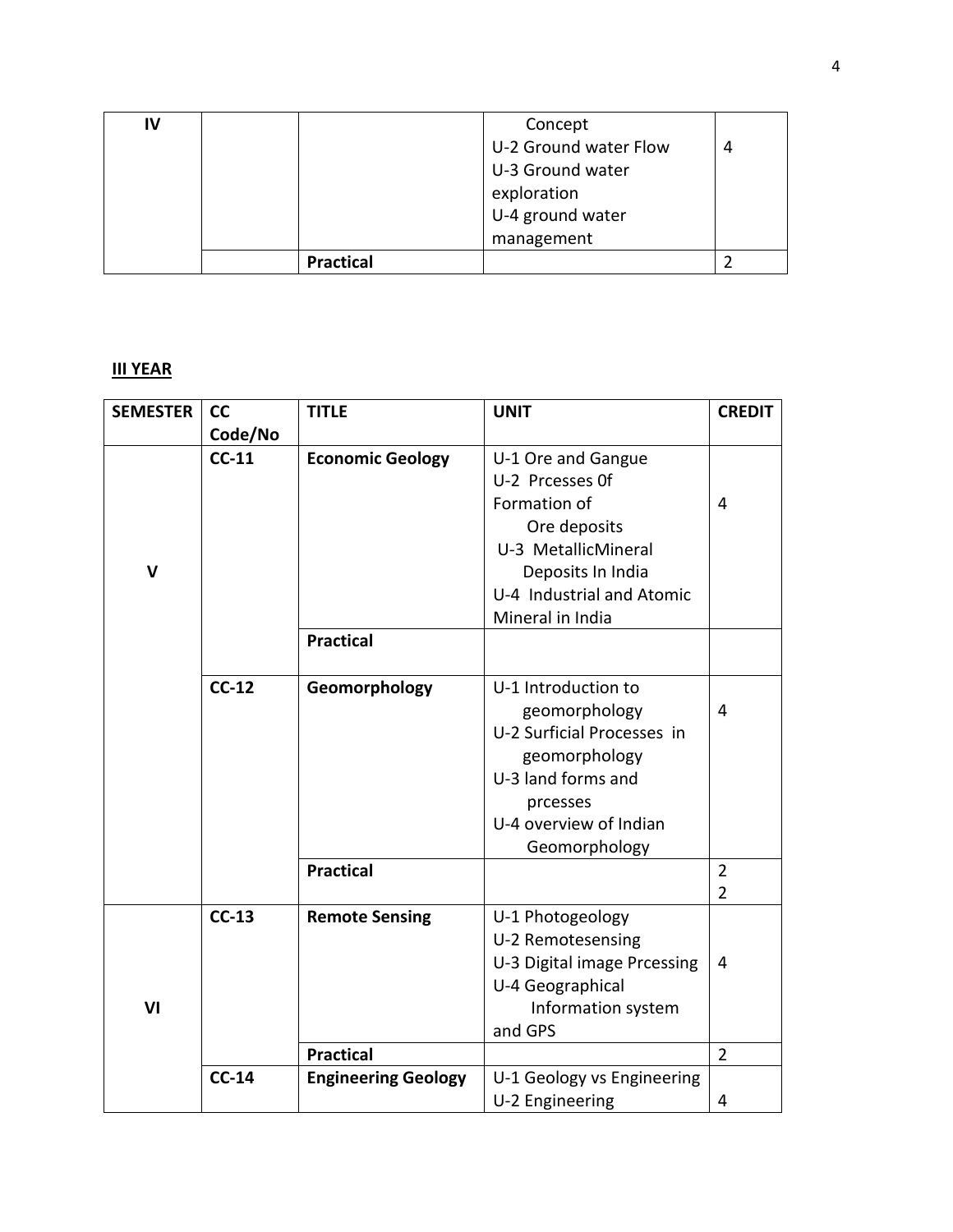| IV | | | Concept<br>U-2 Ground water Flow<br>U-3 Ground water exploration<br>U-4 ground water management | 4 |
|---|---|---|---|---|
| | | **Practical** | | 2 |

**III YEAR**

| SEMESTER | CC Code/No | TITLE | UNIT | CREDIT |
|---|---|---|---|---|
| V | **CC-11** | **Economic Geology** | U-1 Ore and Gangue<br>U-2 Prcesses 0f Formation of Ore deposits<br>U-3 MetallicMineral Deposits In India<br>U-4 Industrial and Atomic Mineral in India | 4 |
| | | **Practical** | | |
| | **CC-12** | **Geomorphology** | U-1 Introduction to geomorphology<br>U-2 Surficial Processes in geomorphology<br>U-3 land forms and prcesses<br>U-4 overview of Indian Geomorphology | 4 |
| | | **Practical** | | 2<br>2 |
| VI | **CC-13** | **Remote Sensing** | U-1 Photogeology<br>U-2 Remotesensing<br>U-3 Digital image Prcessing<br>U-4 Geographical Information system and GPS | 4 |
| | | **Practical** | | 2 |
| | **CC-14** | **Engineering Geology** | U-1 Geology vs Engineering<br>U-2 Engineering | 4 |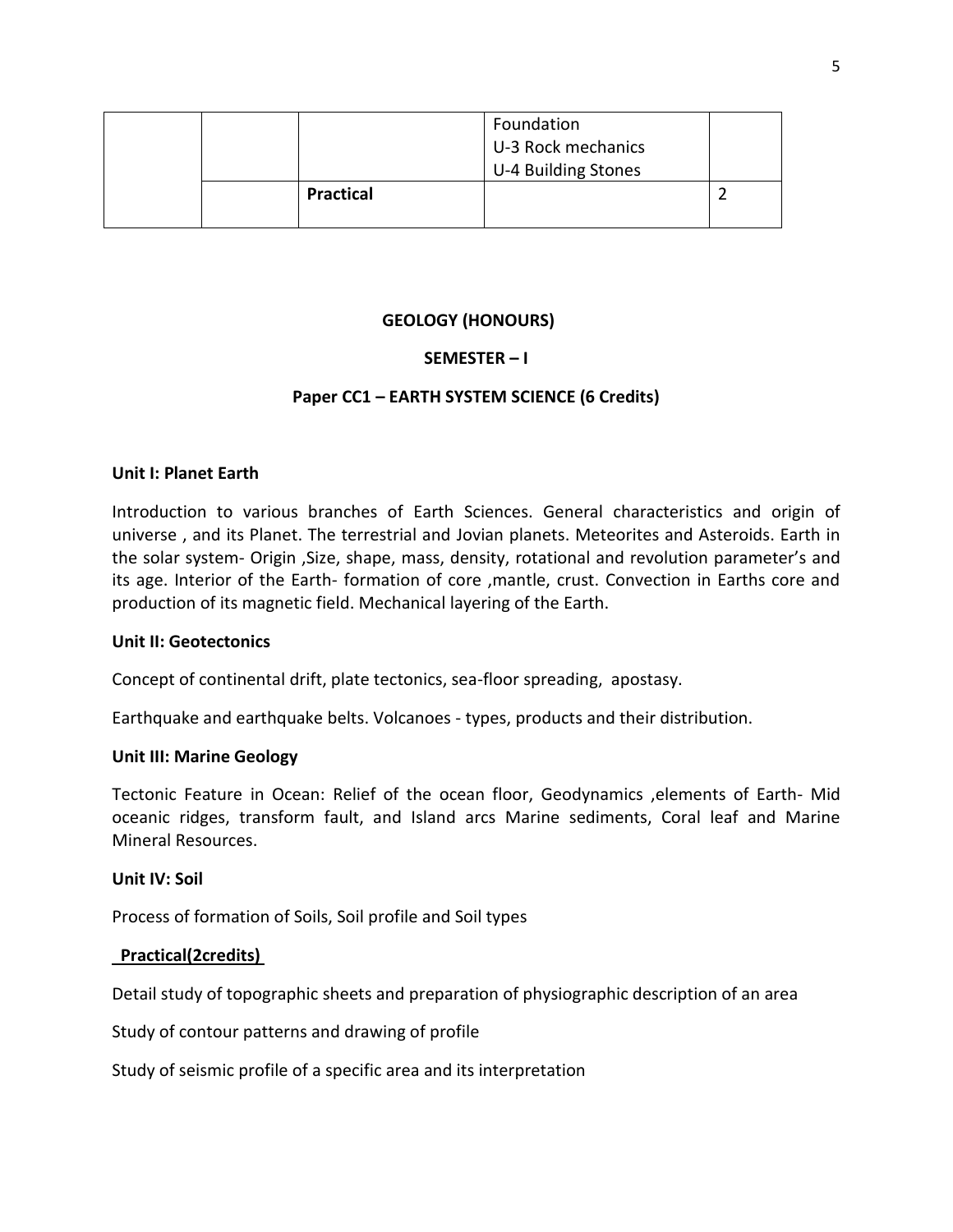|  |  |  | Foundation<br>U-3 Rock mechanics<br>U-4 Building Stones |  |
|---|---|---|---|---|
|  |  | **Practical** |  | 2 |

**GEOLOGY (HONOURS)**

**SEMESTER – I**

**Paper CC1 – EARTH SYSTEM SCIENCE (6 Credits)**

**Unit I: Planet Earth**

Introduction to various branches of Earth Sciences. General characteristics and origin of universe , and its Planet. The terrestrial and Jovian planets. Meteorites and Asteroids. Earth in the solar system- Origin ,Size, shape, mass, density, rotational and revolution parameter's and its age. Interior of the Earth- formation of core ,mantle, crust. Convection in Earths core and production of its magnetic field. Mechanical layering of the Earth.

**Unit II: Geotectonics**

Concept of continental drift, plate tectonics, sea-floor spreading, apostasy.

Earthquake and earthquake belts. Volcanoes - types, products and their distribution.

**Unit III: Marine Geology**

Tectonic Feature in Ocean: Relief of the ocean floor, Geodynamics ,elements of Earth- Mid oceanic ridges, transform fault, and Island arcs Marine sediments, Coral leaf and Marine Mineral Resources.

**Unit IV: Soil**

Process of formation of Soils, Soil profile and Soil types

**Practical(2credits)**

Detail study of topographic sheets and preparation of physiographic description of an area

Study of contour patterns and drawing of profile

Study of seismic profile of a specific area and its interpretation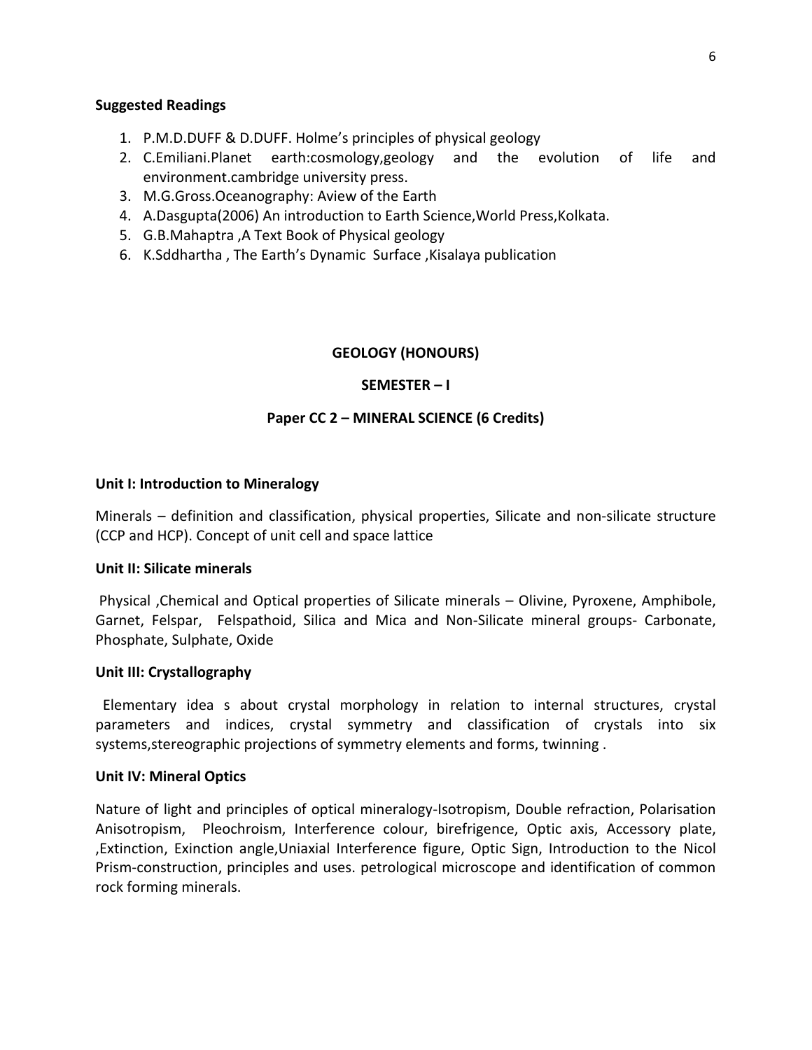**Suggested Readings**

1. P.M.D.DUFF & D.DUFF. Holme's principles of physical geology
2. C.Emiliani.Planet earth:cosmology,geology and the evolution of life and environment.cambridge university press.
3. M.G.Gross.Oceanography: Aview of the Earth
4. A.Dasgupta(2006) An introduction to Earth Science,World Press,Kolkata.
5. G.B.Mahaptra ,A Text Book of Physical geology
6. K.Sddhartha , The Earth's Dynamic Surface ,Kisalaya publication

## GEOLOGY (HONOURS)

### SEMESTER – I

### Paper CC 2 – MINERAL SCIENCE (6 Credits)

**Unit I: Introduction to Mineralogy**

Minerals – definition and classification, physical properties, Silicate and non-silicate structure (CCP and HCP). Concept of unit cell and space lattice

**Unit II: Silicate minerals**

Physical ,Chemical and Optical properties of Silicate minerals – Olivine, Pyroxene, Amphibole, Garnet, Felspar, Felspathoid, Silica and Mica and Non-Silicate mineral groups- Carbonate, Phosphate, Sulphate, Oxide

**Unit III: Crystallography**

Elementary idea s about crystal morphology in relation to internal structures, crystal parameters and indices, crystal symmetry and classification of crystals into six systems,stereographic projections of symmetry elements and forms, twinning .

**Unit IV: Mineral Optics**

Nature of light and principles of optical mineralogy-Isotropism, Double refraction, Polarisation Anisotropism, Pleochroism, Interference colour, birefrigence, Optic axis, Accessory plate, ,Extinction, Exinction angle,Uniaxial Interference figure, Optic Sign, Introduction to the Nicol Prism-construction, principles and uses. petrological microscope and identification of common rock forming minerals.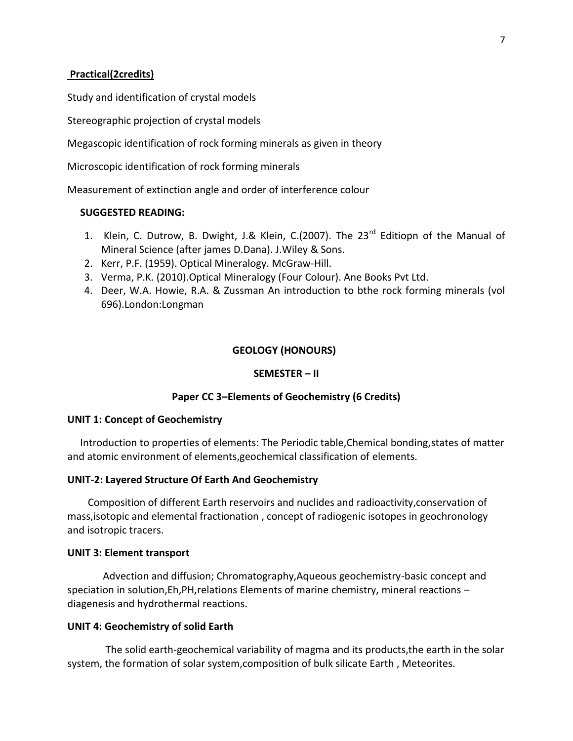**Practical(2credits)**

Study and identification of crystal models

Stereographic projection of crystal models

Megascopic identification of rock forming minerals as given in theory

Microscopic identification of rock forming minerals

Measurement of extinction angle and order of interference colour

**SUGGESTED READING:**

1. Klein, C. Dutrow, B. Dwight, J.& Klein, C.(2007). The 23rd Editiopn of the Manual of Mineral Science (after james D.Dana). J.Wiley & Sons.
2. Kerr, P.F. (1959). Optical Mineralogy. McGraw-Hill.
3. Verma, P.K. (2010).Optical Mineralogy (Four Colour). Ane Books Pvt Ltd.
4. Deer, W.A. Howie, R.A. & Zussman An introduction to bthe rock forming minerals (vol 696).London:Longman

## GEOLOGY (HONOURS)

### SEMESTER – II

### Paper CC 3–Elements of Geochemistry (6 Credits)

**UNIT 1: Concept of Geochemistry**

Introduction to properties of elements: The Periodic table,Chemical bonding,states of matter and atomic environment of elements,geochemical classification of elements.

**UNIT-2: Layered Structure Of Earth And Geochemistry**

Composition of different Earth reservoirs and nuclides and radioactivity,conservation of mass,isotopic and elemental fractionation , concept of radiogenic isotopes in geochronology and isotropic tracers.

**UNIT 3: Element transport**

Advection and diffusion; Chromatography,Aqueous geochemistry-basic concept and speciation in solution,Eh,PH,relations Elements of marine chemistry, mineral reactions – diagenesis and hydrothermal reactions.

**UNIT 4: Geochemistry of solid Earth**

The solid earth-geochemical variability of magma and its products,the earth in the solar system, the formation of solar system,composition of bulk silicate Earth , Meteorites.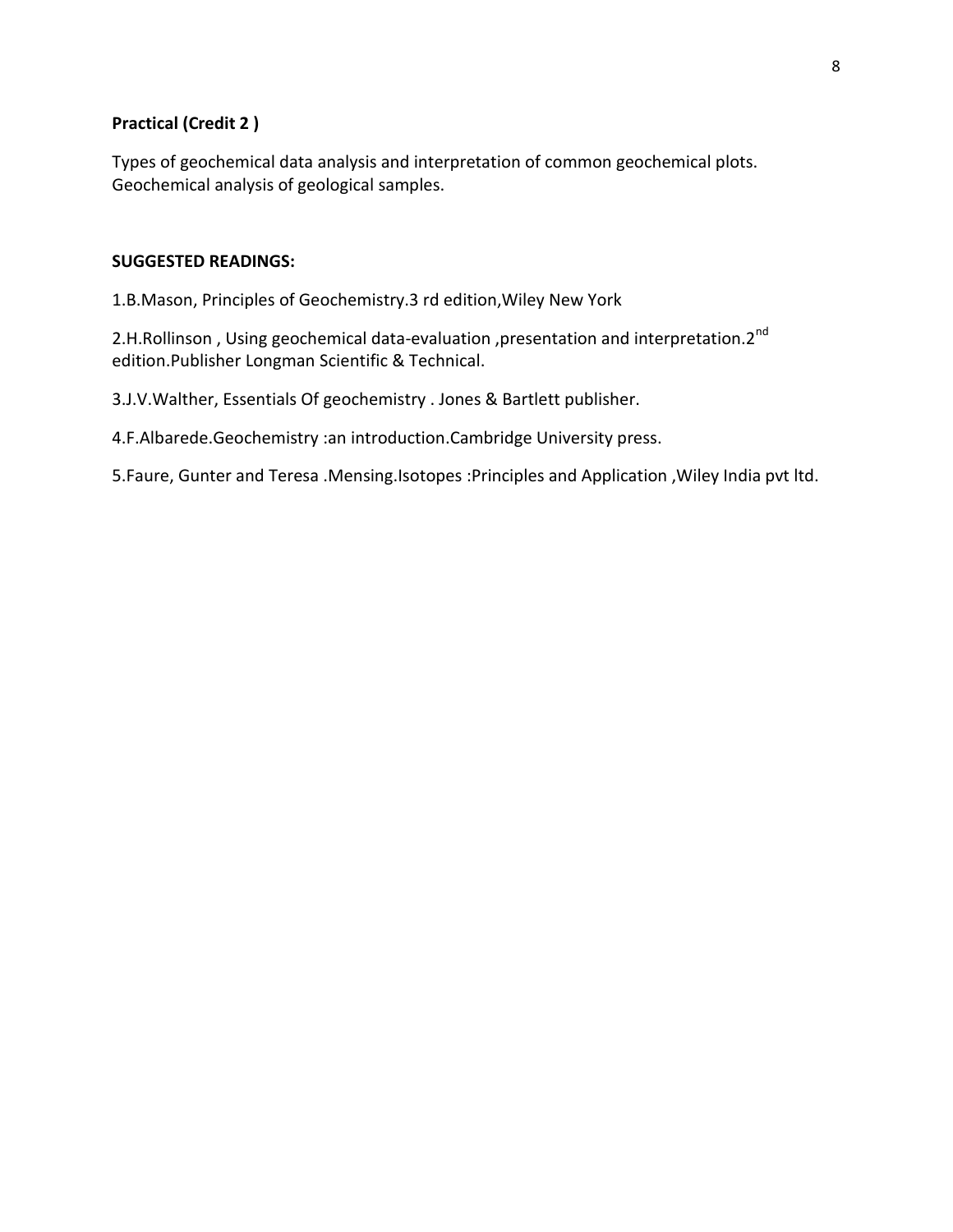**Practical (Credit 2 )**

Types of geochemical data analysis and interpretation of common geochemical plots. Geochemical analysis of geological samples.

**SUGGESTED READINGS:**

1.B.Mason, Principles of Geochemistry.3 rd edition,Wiley New York

2.H.Rollinson , Using geochemical data-evaluation ,presentation and interpretation.2nd edition.Publisher Longman Scientific & Technical.

3.J.V.Walther, Essentials Of geochemistry . Jones & Bartlett publisher.

4.F.Albarede.Geochemistry :an introduction.Cambridge University press.

5.Faure, Gunter and Teresa .Mensing.Isotopes :Principles and Application ,Wiley India pvt ltd.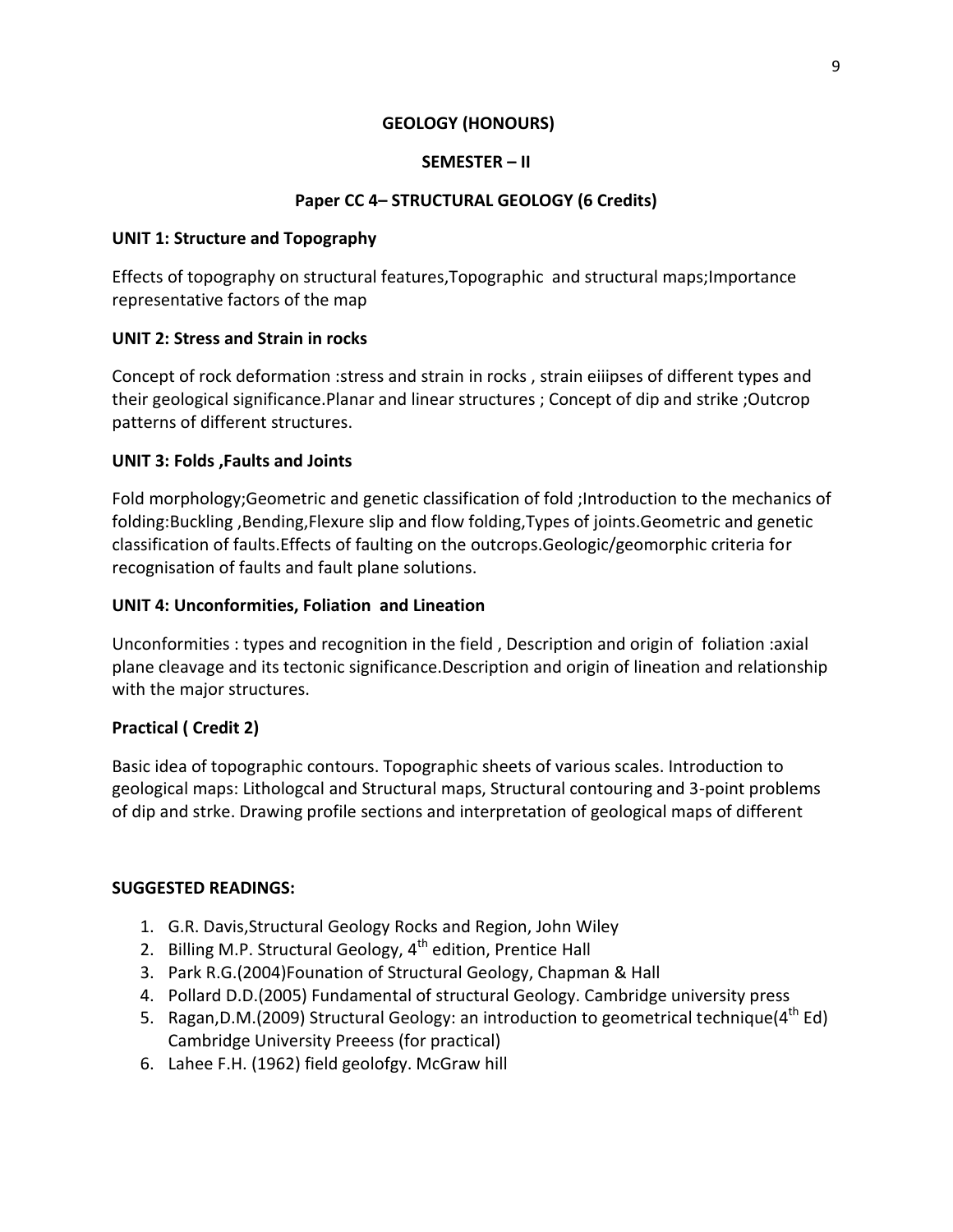**GEOLOGY (HONOURS)**

**SEMESTER – II**

**Paper CC 4– STRUCTURAL GEOLOGY (6 Credits)**

**UNIT 1: Structure and Topography**

Effects of topography on structural features,Topographic and structural maps;Importance representative factors of the map

**UNIT 2: Stress and Strain in rocks**

Concept of rock deformation :stress and strain in rocks , strain eiiipses of different types and their geological significance.Planar and linear structures ; Concept of dip and strike ;Outcrop patterns of different structures.

**UNIT 3: Folds ,Faults and Joints**

Fold morphology;Geometric and genetic classification of fold ;Introduction to the mechanics of folding:Buckling ,Bending,Flexure slip and flow folding,Types of joints.Geometric and genetic classification of faults.Effects of faulting on the outcrops.Geologic/geomorphic criteria for recognisation of faults and fault plane solutions.

**UNIT 4: Unconformities, Foliation and Lineation**

Unconformities : types and recognition in the field , Description and origin of foliation :axial plane cleavage and its tectonic significance.Description and origin of lineation and relationship with the major structures.

**Practical ( Credit 2)**

Basic idea of topographic contours. Topographic sheets of various scales. Introduction to geological maps: Lithologcal and Structural maps, Structural contouring and 3-point problems of dip and strke. Drawing profile sections and interpretation of geological maps of different

**SUGGESTED READINGS:**

1. G.R. Davis,Structural Geology Rocks and Region, John Wiley
2. Billing M.P. Structural Geology, 4th edition, Prentice Hall
3. Park R.G.(2004)Founation of Structural Geology, Chapman & Hall
4. Pollard D.D.(2005) Fundamental of structural Geology. Cambridge university press
5. Ragan,D.M.(2009) Structural Geology: an introduction to geometrical technique(4th Ed) Cambridge University Preeess (for practical)
6. Lahee F.H. (1962) field geolofgy. McGraw hill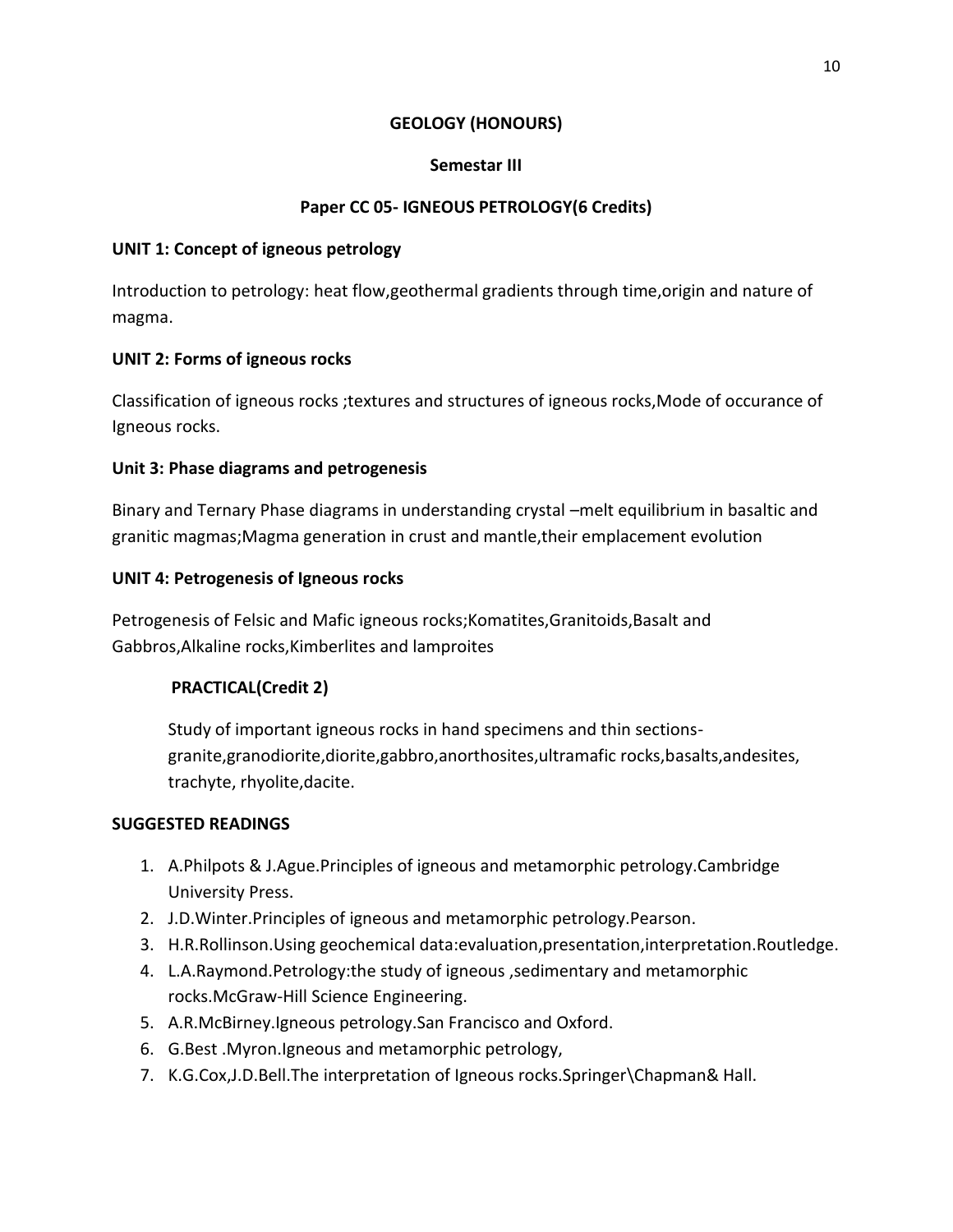## GEOLOGY (HONOURS)

### Semestar III

### Paper CC 05- IGNEOUS PETROLOGY(6 Credits)

**UNIT 1: Concept of igneous petrology**

Introduction to petrology: heat flow,geothermal gradients through time,origin and nature of magma.

**UNIT 2: Forms of igneous rocks**

Classification of igneous rocks ;textures and structures of igneous rocks,Mode of occurance of Igneous rocks.

**Unit 3: Phase diagrams and petrogenesis**

Binary and Ternary Phase diagrams in understanding crystal –melt equilibrium in basaltic and granitic magmas;Magma generation in crust and mantle,their emplacement evolution

**UNIT 4: Petrogenesis of Igneous rocks**

Petrogenesis of Felsic and Mafic igneous rocks;Komatites,Granitoids,Basalt and Gabbros,Alkaline rocks,Kimberlites and lamproites

**PRACTICAL(Credit 2)**

Study of important igneous rocks in hand specimens and thin sections-granite,granodiorite,diorite,gabbro,anorthosites,ultramafic rocks,basalts,andesites, trachyte, rhyolite,dacite.

**SUGGESTED READINGS**

1. A.Philpots & J.Ague.Principles of igneous and metamorphic petrology.Cambridge University Press.
2. J.D.Winter.Principles of igneous and metamorphic petrology.Pearson.
3. H.R.Rollinson.Using geochemical data:evaluation,presentation,interpretation.Routledge.
4. L.A.Raymond.Petrology:the study of igneous ,sedimentary and metamorphic rocks.McGraw-Hill Science Engineering.
5. A.R.McBirney.Igneous petrology.San Francisco and Oxford.
6. G.Best .Myron.Igneous and metamorphic petrology,
7. K.G.Cox,J.D.Bell.The interpretation of Igneous rocks.Springer\Chapman& Hall.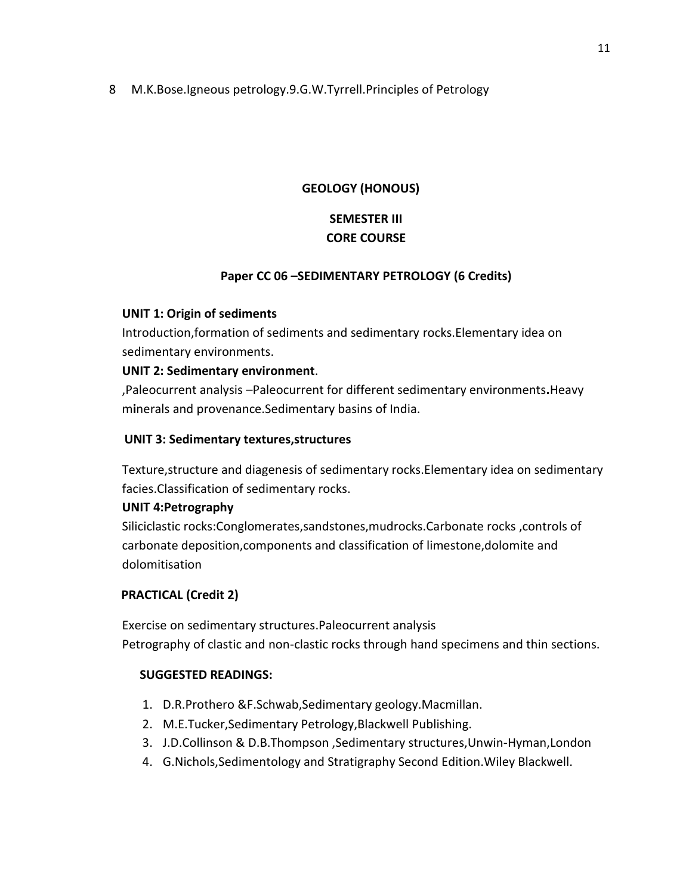8 M.K.Bose.Igneous petrology.9.G.W.Tyrrell.Principles of Petrology

**GEOLOGY (HONOUS)**

**SEMESTER III**

**CORE COURSE**

**Paper CC 06 –SEDIMENTARY PETROLOGY (6 Credits)**

**UNIT 1: Origin of sediments**

Introduction,formation of sediments and sedimentary rocks.Elementary idea on sedimentary environments.

**UNIT 2: Sedimentary environment**.

,Paleocurrent analysis –Paleocurrent for different sedimentary environments**.**Heavy minerals and provenance.Sedimentary basins of India.

**UNIT 3: Sedimentary textures,structures**

Texture,structure and diagenesis of sedimentary rocks.Elementary idea on sedimentary facies.Classification of sedimentary rocks.

**UNIT 4:Petrography**

Siliciclastic rocks:Conglomerates,sandstones,mudrocks.Carbonate rocks ,controls of carbonate deposition,components and classification of limestone,dolomite and dolomitisation

**PRACTICAL (Credit 2)**

Exercise on sedimentary structures.Paleocurrent analysis
Petrography of clastic and non-clastic rocks through hand specimens and thin sections.

**SUGGESTED READINGS:**

1. D.R.Prothero &F.Schwab,Sedimentary geology.Macmillan.
2. M.E.Tucker,Sedimentary Petrology,Blackwell Publishing.
3. J.D.Collinson & D.B.Thompson ,Sedimentary structures,Unwin-Hyman,London
4. G.Nichols,Sedimentology and Stratigraphy Second Edition.Wiley Blackwell.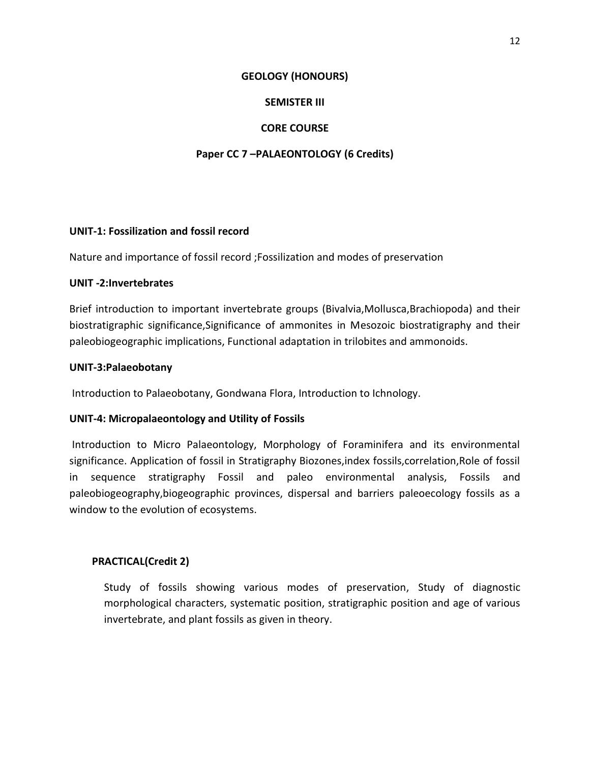# GEOLOGY (HONOURS)

## SEMISTER III

## CORE COURSE

## Paper CC 7 –PALAEONTOLOGY (6 Credits)

**UNIT-1: Fossilization and fossil record**

Nature and importance of fossil record ;Fossilization and modes of preservation

**UNIT -2:Invertebrates**

Brief introduction to important invertebrate groups (Bivalvia,Mollusca,Brachiopoda) and their biostratigraphic significance,Significance of ammonites in Mesozoic biostratigraphy and their paleobiogeographic implications, Functional adaptation in trilobites and ammonoids.

**UNIT-3:Palaeobotany**

Introduction to Palaeobotany, Gondwana Flora, Introduction to Ichnology.

**UNIT-4: Micropalaeontology and Utility of Fossils**

Introduction to Micro Palaeontology, Morphology of Foraminifera and its environmental significance. Application of fossil in Stratigraphy Biozones,index fossils,correlation,Role of fossil in sequence stratigraphy Fossil and paleo environmental analysis, Fossils and paleobiogeography,biogeographic provinces, dispersal and barriers paleoecology fossils as a window to the evolution of ecosystems.

**PRACTICAL(Credit 2)**

Study of fossils showing various modes of preservation, Study of diagnostic morphological characters, systematic position, stratigraphic position and age of various invertebrate, and plant fossils as given in theory.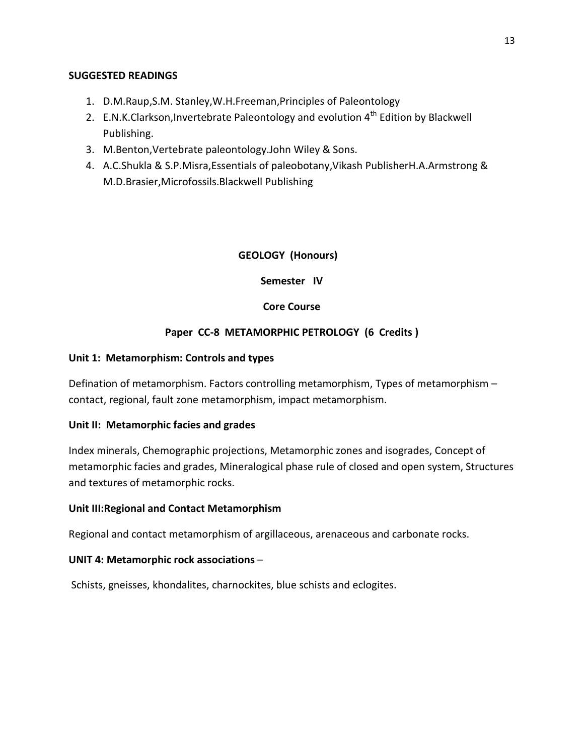**SUGGESTED READINGS**

1. D.M.Raup,S.M. Stanley,W.H.Freeman,Principles of Paleontology
2. E.N.K.Clarkson,Invertebrate Paleontology and evolution 4th Edition by Blackwell Publishing.
3. M.Benton,Vertebrate paleontology.John Wiley & Sons.
4. A.C.Shukla & S.P.Misra,Essentials of paleobotany,Vikash PublisherH.A.Armstrong & M.D.Brasier,Microfossils.Blackwell Publishing

**GEOLOGY (Honours)**

**Semester IV**

**Core Course**

**Paper CC-8 METAMORPHIC PETROLOGY (6 Credits )**

**Unit 1: Metamorphism: Controls and types**

Defination of metamorphism. Factors controlling metamorphism, Types of metamorphism – contact, regional, fault zone metamorphism, impact metamorphism.

**Unit II: Metamorphic facies and grades**

Index minerals, Chemographic projections, Metamorphic zones and isogrades, Concept of metamorphic facies and grades, Mineralogical phase rule of closed and open system, Structures and textures of metamorphic rocks.

**Unit III:Regional and Contact Metamorphism**

Regional and contact metamorphism of argillaceous, arenaceous and carbonate rocks.

**UNIT 4: Metamorphic rock associations** –

Schists, gneisses, khondalites, charnockites, blue schists and eclogites.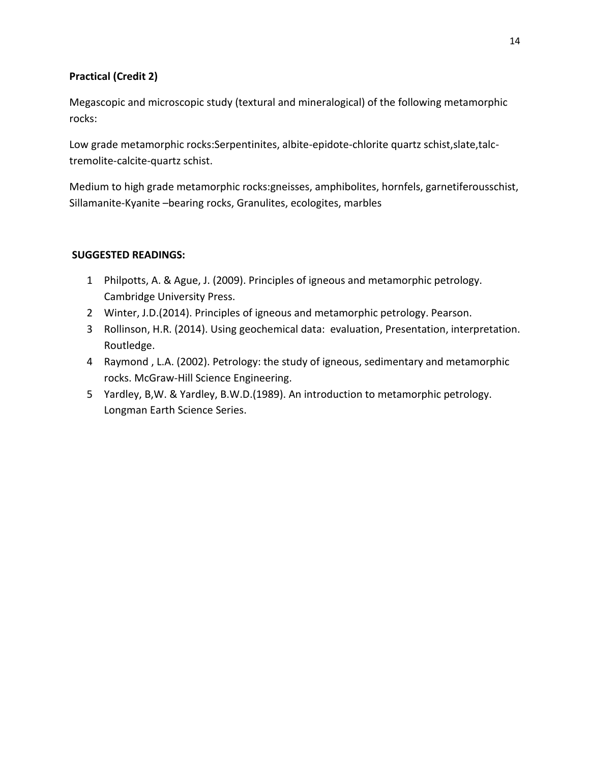**Practical (Credit 2)**

Megascopic and microscopic study (textural and mineralogical) of the following metamorphic rocks:

Low grade metamorphic rocks:Serpentinites, albite-epidote-chlorite quartz schist,slate,talc-tremolite-calcite-quartz schist.

Medium to high grade metamorphic rocks:gneisses, amphibolites, hornfels, garnetiferousschist, Sillamanite-Kyanite –bearing rocks, Granulites, ecologites, marbles

**SUGGESTED READINGS:**

1. Philpotts, A. & Ague, J. (2009). Principles of igneous and metamorphic petrology. Cambridge University Press.
2. Winter, J.D.(2014). Principles of igneous and metamorphic petrology. Pearson.
3. Rollinson, H.R. (2014). Using geochemical data: evaluation, Presentation, interpretation. Routledge.
4. Raymond , L.A. (2002). Petrology: the study of igneous, sedimentary and metamorphic rocks. McGraw-Hill Science Engineering.
5. Yardley, B,W. & Yardley, B.W.D.(1989). An introduction to metamorphic petrology. Longman Earth Science Series.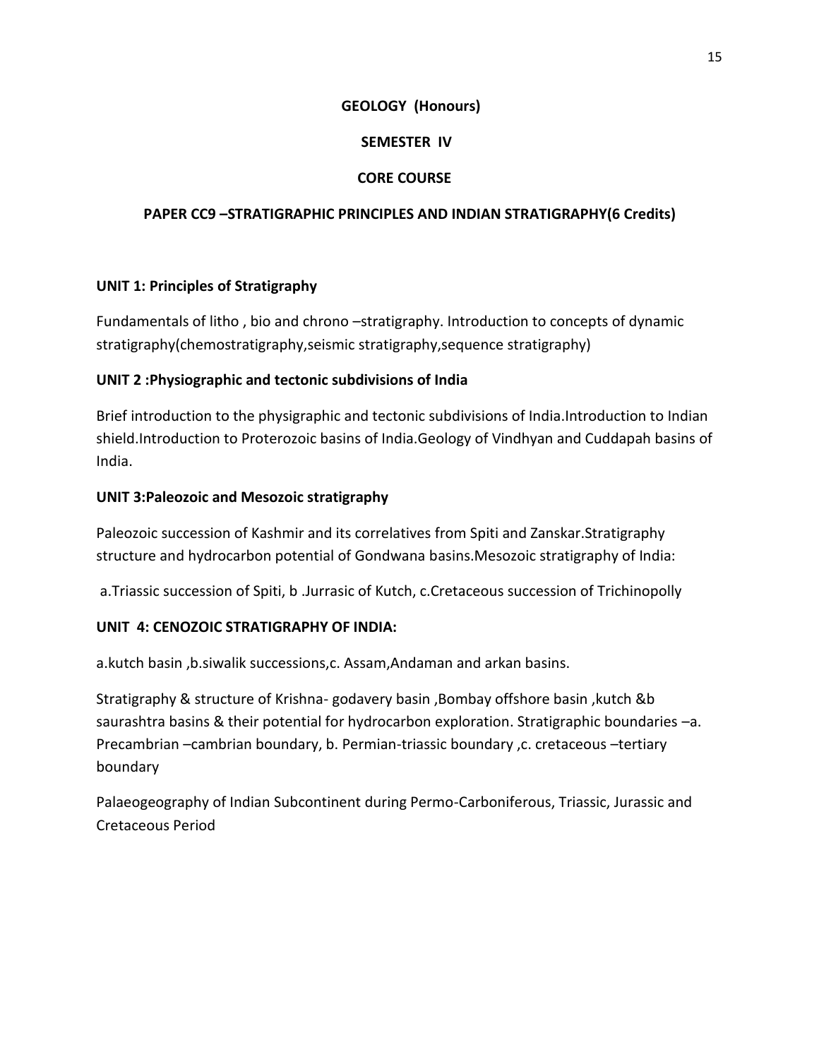**GEOLOGY (Honours)**

**SEMESTER IV**

**CORE COURSE**

**PAPER CC9 –STRATIGRAPHIC PRINCIPLES AND INDIAN STRATIGRAPHY(6 Credits)**

**UNIT 1: Principles of Stratigraphy**

Fundamentals of litho , bio and chrono –stratigraphy. Introduction to concepts of dynamic stratigraphy(chemostratigraphy,seismic stratigraphy,sequence stratigraphy)

**UNIT 2 :Physiographic and tectonic subdivisions of India**

Brief introduction to the physigraphic and tectonic subdivisions of India.Introduction to Indian shield.Introduction to Proterozoic basins of India.Geology of Vindhyan and Cuddapah basins of India.

**UNIT 3:Paleozoic and Mesozoic stratigraphy**

Paleozoic succession of Kashmir and its correlatives from Spiti and Zanskar.Stratigraphy structure and hydrocarbon potential of Gondwana basins.Mesozoic stratigraphy of India:

a.Triassic succession of Spiti, b .Jurrasic of Kutch, c.Cretaceous succession of Trichinopolly

**UNIT 4: CENOZOIC STRATIGRAPHY OF INDIA:**

a.kutch basin ,b.siwalik successions,c. Assam,Andaman and arkan basins.

Stratigraphy & structure of Krishna- godavery basin ,Bombay offshore basin ,kutch &b saurashtra basins & their potential for hydrocarbon exploration. Stratigraphic boundaries –a. Precambrian –cambrian boundary, b. Permian-triassic boundary ,c. cretaceous –tertiary boundary

Palaeogeography of Indian Subcontinent during Permo-Carboniferous, Triassic, Jurassic and Cretaceous Period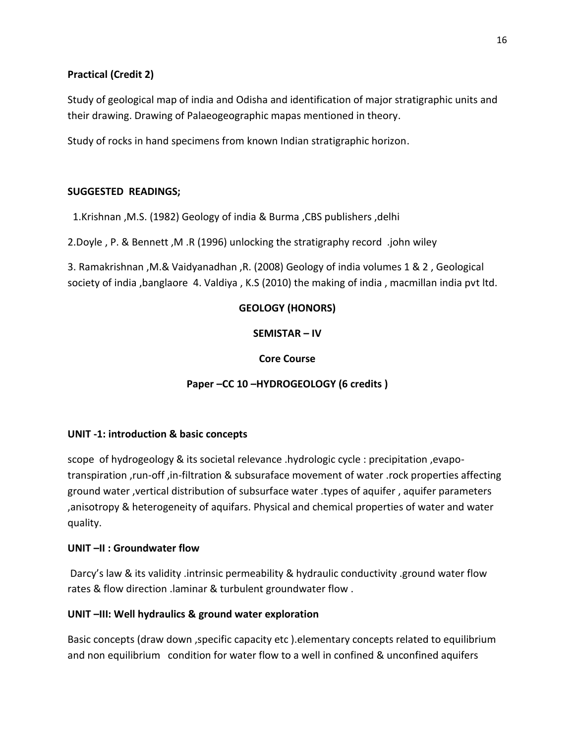**Practical (Credit 2)**

Study of geological map of india and Odisha and identification of major stratigraphic units and their drawing. Drawing of Palaeogeographic mapas mentioned in theory.

Study of rocks in hand specimens from known Indian stratigraphic horizon.

**SUGGESTED READINGS;**

1.Krishnan ,M.S. (1982) Geology of india & Burma ,CBS publishers ,delhi

2.Doyle , P. & Bennett ,M .R (1996) unlocking the stratigraphy record .john wiley

3. Ramakrishnan ,M.& Vaidyanadhan ,R. (2008) Geology of india volumes 1 & 2 , Geological society of india ,banglaore 4. Valdiya , K.S (2010) the making of india , macmillan india pvt ltd.

**GEOLOGY (HONORS)**

**SEMISTAR – IV**

**Core Course**

**Paper –CC 10 –HYDROGEOLOGY (6 credits )**

**UNIT -1: introduction & basic concepts**

scope of hydrogeology & its societal relevance .hydrologic cycle : precipitation ,evapo-transpiration ,run-off ,in-filtration & subsuraface movement of water .rock properties affecting ground water ,vertical distribution of subsurface water .types of aquifer , aquifer parameters ,anisotropy & heterogeneity of aquifars. Physical and chemical properties of water and water quality.

**UNIT –II : Groundwater flow**

Darcy's law & its validity .intrinsic permeability & hydraulic conductivity .ground water flow rates & flow direction .laminar & turbulent groundwater flow .

**UNIT –III: Well hydraulics & ground water exploration**

Basic concepts (draw down ,specific capacity etc ).elementary concepts related to equilibrium and non equilibrium condition for water flow to a well in confined & unconfined aquifers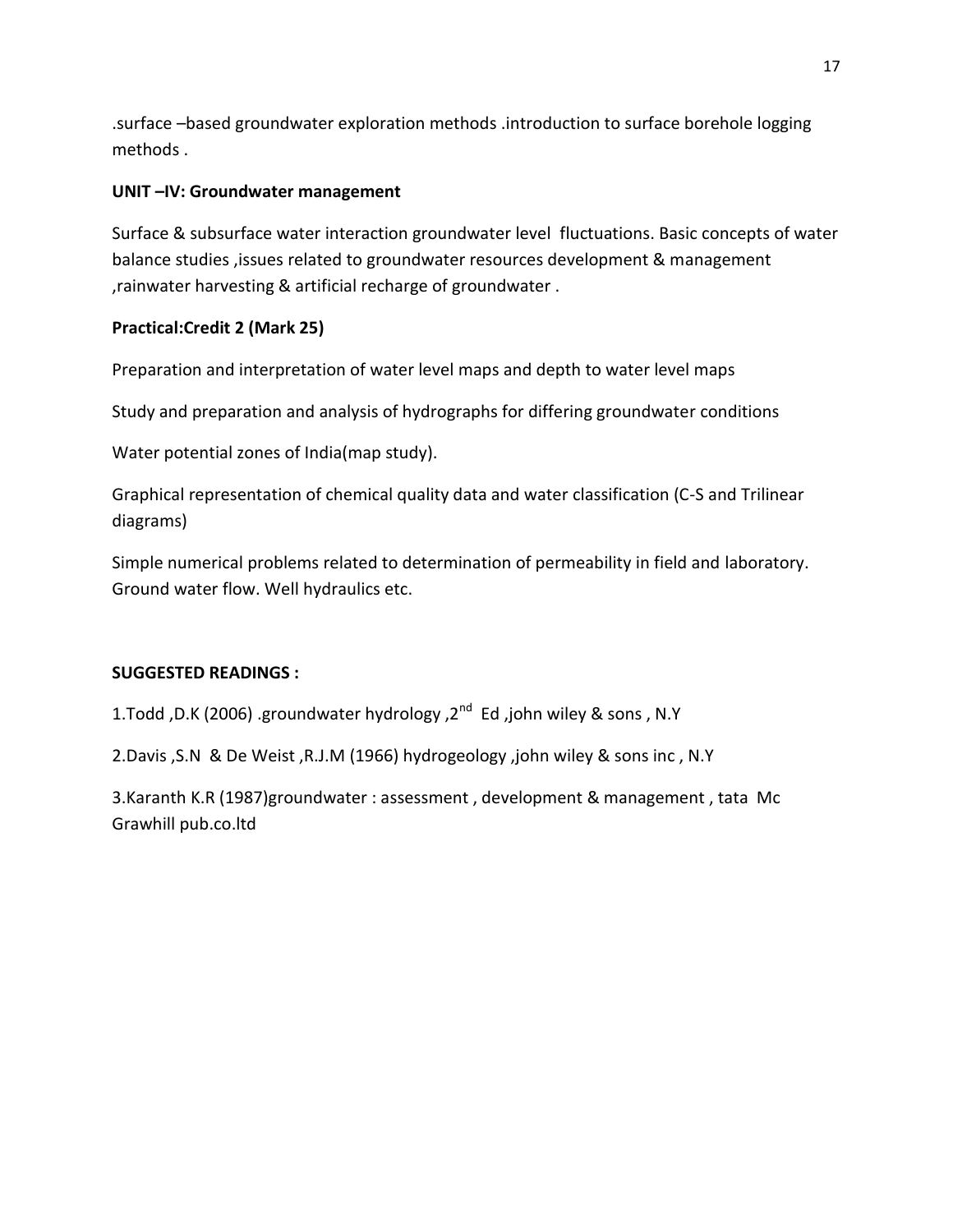.surface –based groundwater exploration methods .introduction to surface borehole logging methods .

**UNIT –IV: Groundwater management**

Surface & subsurface water interaction groundwater level fluctuations. Basic concepts of water balance studies ,issues related to groundwater resources development & management ,rainwater harvesting & artificial recharge of groundwater .

**Practical:Credit 2 (Mark 25)**

Preparation and interpretation of water level maps and depth to water level maps

Study and preparation and analysis of hydrographs for differing groundwater conditions

Water potential zones of India(map study).

Graphical representation of chemical quality data and water classification (C-S and Trilinear diagrams)

Simple numerical problems related to determination of permeability in field and laboratory. Ground water flow. Well hydraulics etc.

**SUGGESTED READINGS :**

1.Todd ,D.K (2006) .groundwater hydrology ,2nd Ed ,john wiley & sons , N.Y

2.Davis ,S.N & De Weist ,R.J.M (1966) hydrogeology ,john wiley & sons inc , N.Y

3.Karanth K.R (1987)groundwater : assessment , development & management , tata Mc Grawhill pub.co.ltd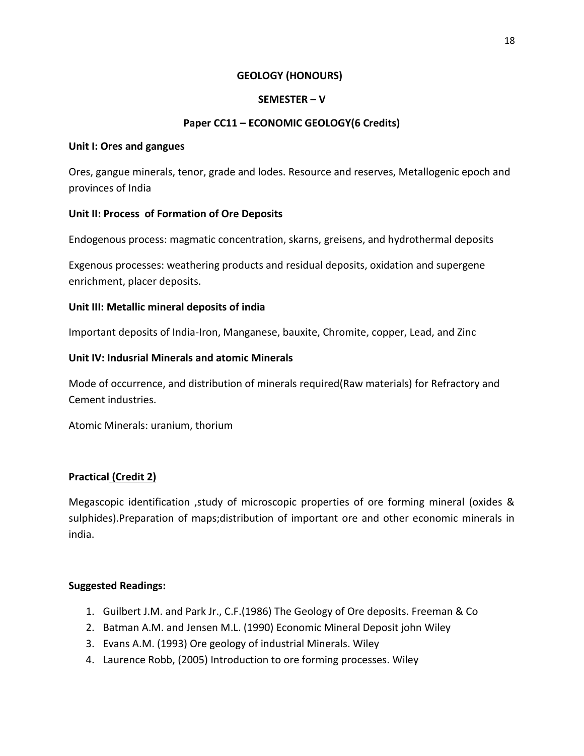## GEOLOGY (HONOURS)

## SEMESTER – V

## Paper CC11 – ECONOMIC GEOLOGY(6 Credits)

**Unit I: Ores and gangues**

Ores, gangue minerals, tenor, grade and lodes. Resource and reserves, Metallogenic epoch and provinces of India

**Unit II: Process of Formation of Ore Deposits**

Endogenous process: magmatic concentration, skarns, greisens, and hydrothermal deposits

Exgenous processes: weathering products and residual deposits, oxidation and supergene enrichment, placer deposits.

**Unit III: Metallic mineral deposits of india**

Important deposits of India-Iron, Manganese, bauxite, Chromite, copper, Lead, and Zinc

**Unit IV: Indusrial Minerals and atomic Minerals**

Mode of occurrence, and distribution of minerals required(Raw materials) for Refractory and Cement industries.

Atomic Minerals: uranium, thorium

**Practical <u>(Credit 2)</u>**

Megascopic identification ,study of microscopic properties of ore forming mineral (oxides & sulphides).Preparation of maps;distribution of important ore and other economic minerals in india.

**Suggested Readings:**

1. Guilbert J.M. and Park Jr., C.F.(1986) The Geology of Ore deposits. Freeman & Co
2. Batman A.M. and Jensen M.L. (1990) Economic Mineral Deposit john Wiley
3. Evans A.M. (1993) Ore geology of industrial Minerals. Wiley
4. Laurence Robb, (2005) Introduction to ore forming processes. Wiley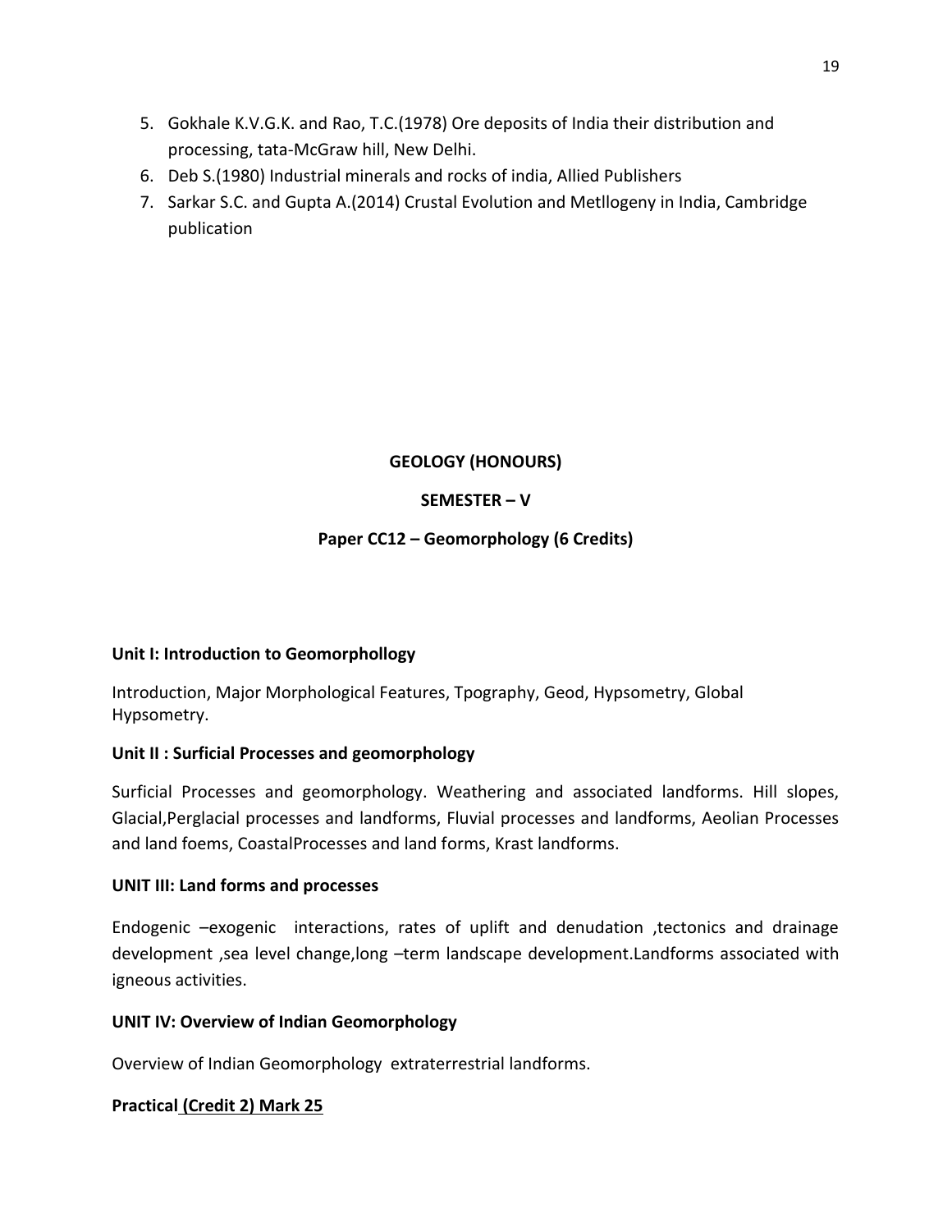5. Gokhale K.V.G.K. and Rao, T.C.(1978) Ore deposits of India their distribution and processing, tata-McGraw hill, New Delhi.
6. Deb S.(1980) Industrial minerals and rocks of india, Allied Publishers
7. Sarkar S.C. and Gupta A.(2014) Crustal Evolution and Metllogeny in India, Cambridge publication

**GEOLOGY (HONOURS)**

**SEMESTER – V**

**Paper CC12 – Geomorphology (6 Credits)**

**Unit I: Introduction to Geomorphollogy**

Introduction, Major Morphological Features, Tpography, Geod, Hypsometry, Global Hypsometry.

**Unit II : Surficial Processes and geomorphology**

Surficial Processes and geomorphology. Weathering and associated landforms. Hill slopes, Glacial,Perglacial processes and landforms, Fluvial processes and landforms, Aeolian Processes and land foems, CoastalProcesses and land forms, Krast landforms.

**UNIT III: Land forms and processes**

Endogenic –exogenic interactions, rates of uplift and denudation ,tectonics and drainage development ,sea level change,long –term landscape development.Landforms associated with igneous activities.

**UNIT IV: Overview of Indian Geomorphology**

Overview of Indian Geomorphology extraterrestrial landforms.

**Practical (Credit 2) Mark 25**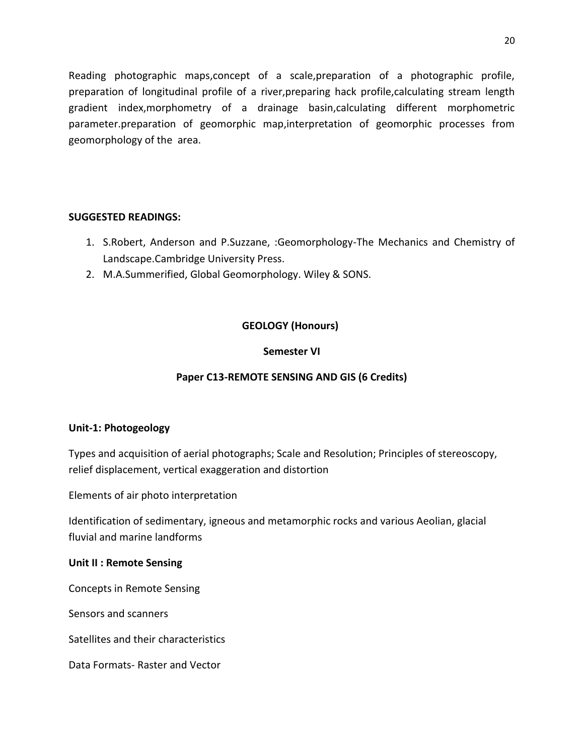Reading photographic maps,concept of a scale,preparation of a photographic profile, preparation of longitudinal profile of a river,preparing hack profile,calculating stream length gradient index,morphometry of a drainage basin,calculating different morphometric parameter.preparation of geomorphic map,interpretation of geomorphic processes from geomorphology of the area.

**SUGGESTED READINGS:**

1. S.Robert, Anderson and P.Suzzane, :Geomorphology-The Mechanics and Chemistry of Landscape.Cambridge University Press.
2. M.A.Summerified, Global Geomorphology. Wiley & SONS.

**GEOLOGY (Honours)**

**Semester VI**

**Paper C13-REMOTE SENSING AND GIS (6 Credits)**

**Unit-1: Photogeology**

Types and acquisition of aerial photographs; Scale and Resolution; Principles of stereoscopy, relief displacement, vertical exaggeration and distortion

Elements of air photo interpretation

Identification of sedimentary, igneous and metamorphic rocks and various Aeolian, glacial fluvial and marine landforms

**Unit II : Remote Sensing**

Concepts in Remote Sensing

Sensors and scanners

Satellites and their characteristics

Data Formats- Raster and Vector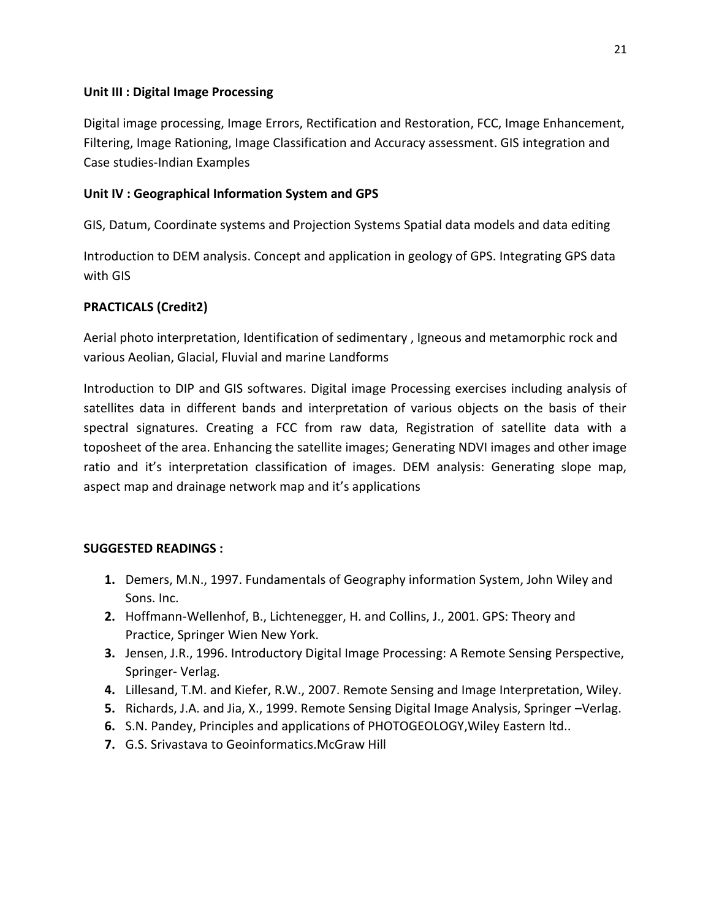**Unit III : Digital Image Processing**

Digital image processing, Image Errors, Rectification and Restoration, FCC, Image Enhancement, Filtering, Image Rationing, Image Classification and Accuracy assessment. GIS integration and Case studies-Indian Examples

**Unit IV : Geographical Information System and GPS**

GIS, Datum, Coordinate systems and Projection Systems Spatial data models and data editing

Introduction to DEM analysis. Concept and application in geology of GPS. Integrating GPS data with GIS

**PRACTICALS (Credit2)**

Aerial photo interpretation, Identification of sedimentary , Igneous and metamorphic rock and various Aeolian, Glacial, Fluvial and marine Landforms

Introduction to DIP and GIS softwares. Digital image Processing exercises including analysis of satellites data in different bands and interpretation of various objects on the basis of their spectral signatures. Creating a FCC from raw data, Registration of satellite data with a toposheet of the area. Enhancing the satellite images; Generating NDVI images and other image ratio and it's interpretation classification of images. DEM analysis: Generating slope map, aspect map and drainage network map and it's applications

**SUGGESTED READINGS :**

1. Demers, M.N., 1997. Fundamentals of Geography information System, John Wiley and Sons. Inc.
2. Hoffmann-Wellenhof, B., Lichtenegger, H. and Collins, J., 2001. GPS: Theory and Practice, Springer Wien New York.
3. Jensen, J.R., 1996. Introductory Digital Image Processing: A Remote Sensing Perspective, Springer- Verlag.
4. Lillesand, T.M. and Kiefer, R.W., 2007. Remote Sensing and Image Interpretation, Wiley.
5. Richards, J.A. and Jia, X., 1999. Remote Sensing Digital Image Analysis, Springer –Verlag.
6. S.N. Pandey, Principles and applications of PHOTOGEOLOGY,Wiley Eastern ltd..
7. G.S. Srivastava to Geoinformatics.McGraw Hill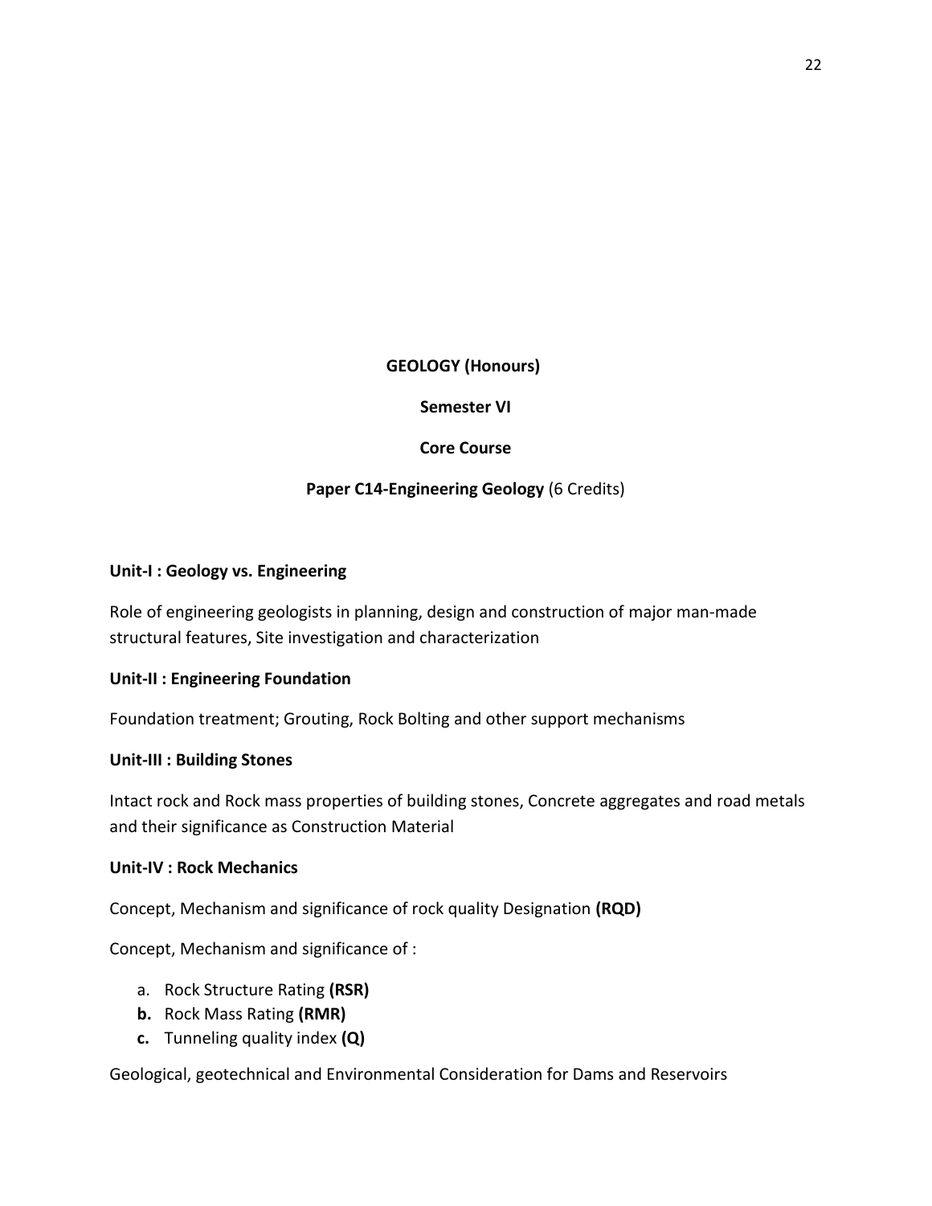**GEOLOGY (Honours)**

**Semester VI**

**Core Course**

**Paper C14-Engineering Geology** (6 Credits)

**Unit-I : Geology vs. Engineering**

Role of engineering geologists in planning, design and construction of major man-made structural features, Site investigation and characterization

**Unit-II : Engineering Foundation**

Foundation treatment; Grouting, Rock Bolting and other support mechanisms

**Unit-III : Building Stones**

Intact rock and Rock mass properties of building stones, Concrete aggregates and road metals and their significance as Construction Material

**Unit-IV : Rock Mechanics**

Concept, Mechanism and significance of rock quality Designation **(RQD)**

Concept, Mechanism and significance of :

a. Rock Structure Rating **(RSR)**
b. Rock Mass Rating **(RMR)**
c. Tunneling quality index **(Q)**

Geological, geotechnical and Environmental Consideration for Dams and Reservoirs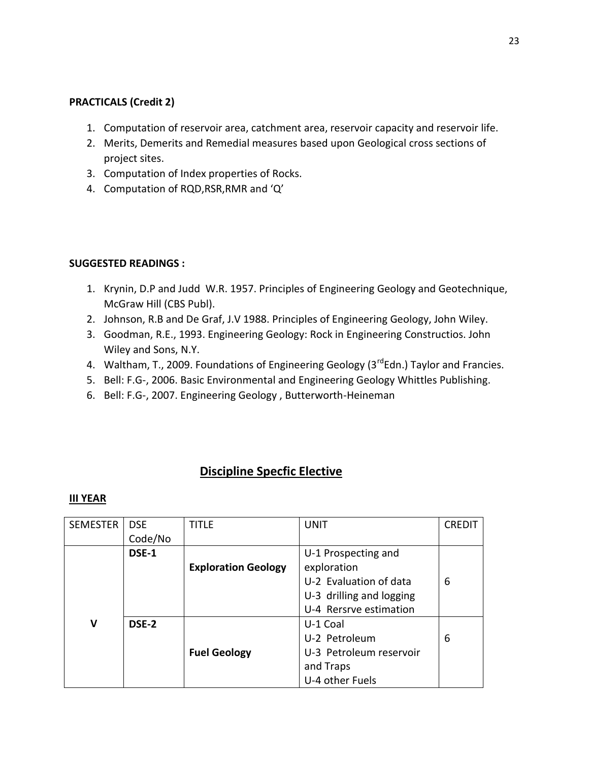**PRACTICALS (Credit 2)**

1. Computation of reservoir area, catchment area, reservoir capacity and reservoir life.
2. Merits, Demerits and Remedial measures based upon Geological cross sections of project sites.
3. Computation of Index properties of Rocks.
4. Computation of RQD,RSR,RMR and 'Q'

**SUGGESTED READINGS :**

1. Krynin, D.P and Judd W.R. 1957. Principles of Engineering Geology and Geotechnique, McGraw Hill (CBS Publ).
2. Johnson, R.B and De Graf, J.V 1988. Principles of Engineering Geology, John Wiley.
3. Goodman, R.E., 1993. Engineering Geology: Rock in Engineering Constructios. John Wiley and Sons, N.Y.
4. Waltham, T., 2009. Foundations of Engineering Geology (3rdEdn.) Taylor and Francies.
5. Bell: F.G-, 2006. Basic Environmental and Engineering Geology Whittles Publishing.
6. Bell: F.G-, 2007. Engineering Geology , Butterworth-Heineman

## Discipline Specfic Elective

**III YEAR**

| SEMESTER | DSE Code/No | TITLE | UNIT | CREDIT |
|---|---|---|---|---|
| V | **DSE-1** | **Exploration Geology** | U-1 Prospecting and exploration<br>U-2 Evaluation of data<br>U-3 drilling and logging<br>U-4 Rersrve estimation | 6 |
| | **DSE-2** | **Fuel Geology** | U-1 Coal<br>U-2 Petroleum<br>U-3 Petroleum reservoir and Traps<br>U-4 other Fuels | 6 |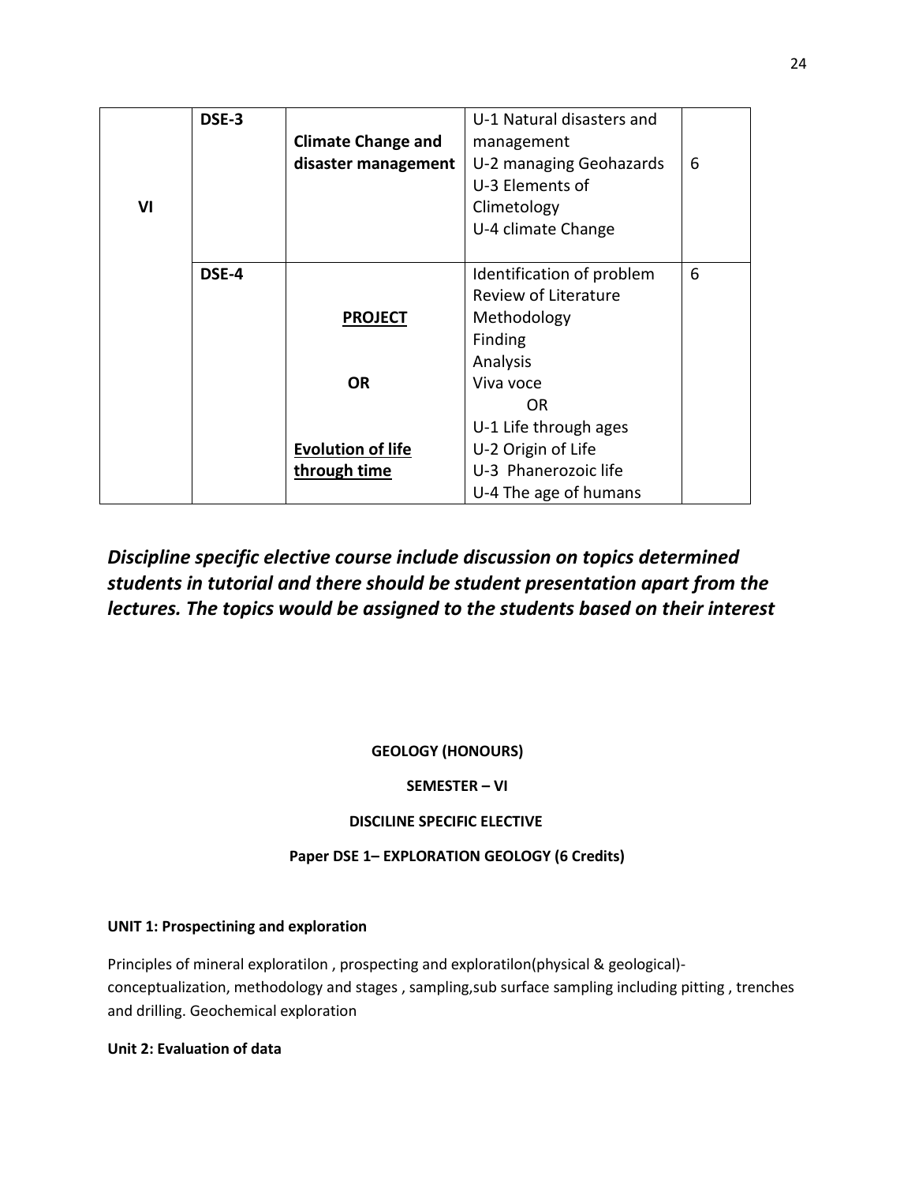| | | | | |
|---|---|---|---|---|
| VI | DSE-3 | **Climate Change and disaster management** | U-1 Natural disasters and management<br>U-2 managing Geohazards<br>U-3 Elements of Climetology<br>U-4 climate Change | 6 |
| | DSE-4 | **PROJECT**<br><br>**OR**<br><br>**Evolution of life through time** | Identification of problem<br>Review of Literature<br>Methodology<br>Finding<br>Analysis<br>Viva voce<br>OR<br>U-1 Life through ages<br>U-2 Origin of Life<br>U-3 Phanerozoic life<br>U-4 The age of humans | 6 |

***Discipline specific elective course include discussion on topics determined students in tutorial and there should be student presentation apart from the lectures. The topics would be assigned to the students based on their interest***

**GEOLOGY (HONOURS)**

**SEMESTER – VI**

**DISCILINE SPECIFIC ELECTIVE**

**Paper DSE 1– EXPLORATION GEOLOGY (6 Credits)**

**UNIT 1: Prospectining and exploration**

Principles of mineral exploratilon , prospecting and exploratilon(physical & geological)-conceptualization, methodology and stages , sampling,sub surface sampling including pitting , trenches and drilling. Geochemical exploration

**Unit 2: Evaluation of data**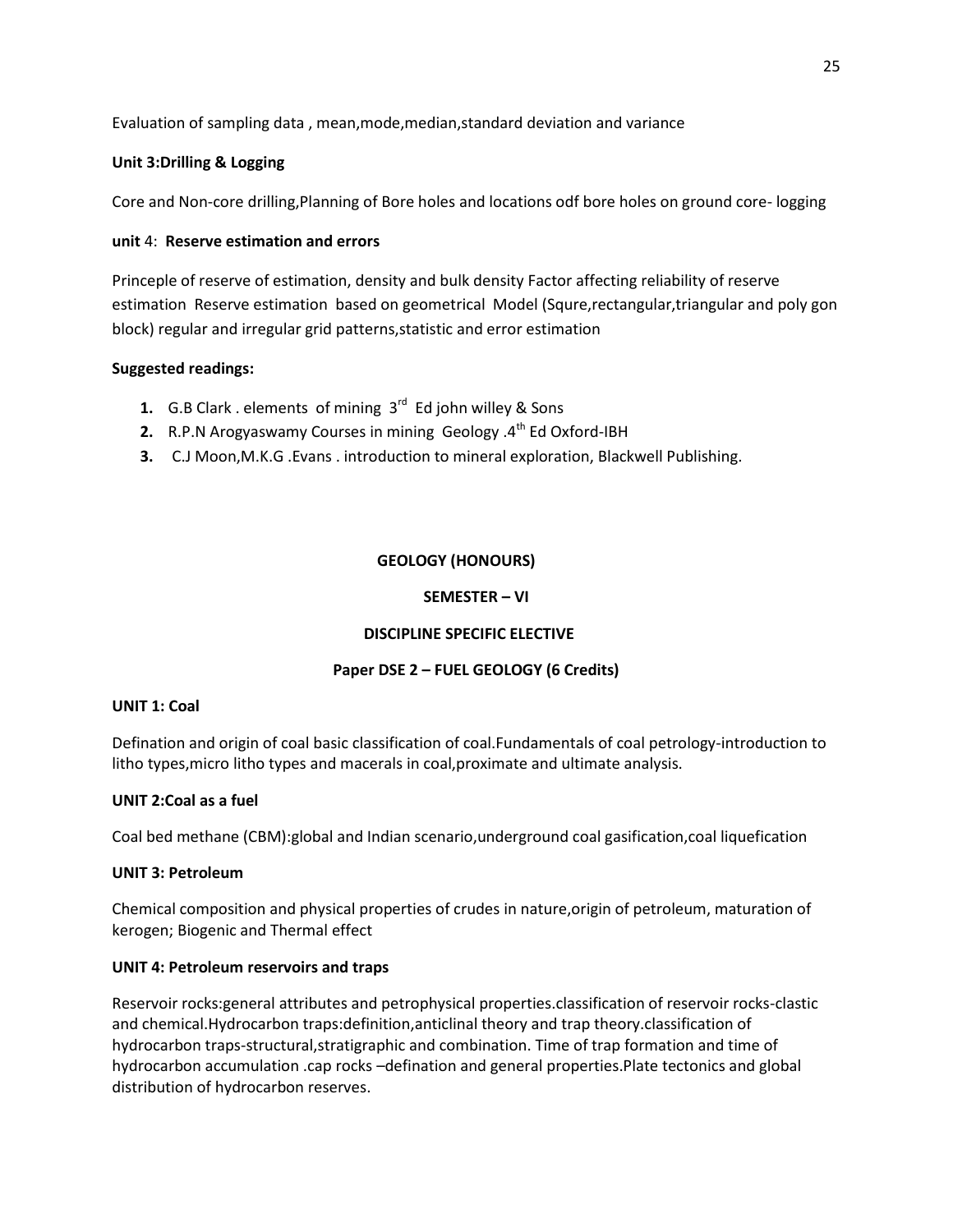Evaluation of sampling data , mean,mode,median,standard deviation and variance

**Unit 3:Drilling & Logging**

Core and Non-core drilling,Planning of Bore holes and locations odf bore holes on ground core- logging

**unit** 4: **Reserve estimation and errors**

Princeple of reserve of estimation, density and bulk density Factor affecting reliability of reserve estimation Reserve estimation based on geometrical Model (Squre,rectangular,triangular and poly gon block) regular and irregular grid patterns,statistic and error estimation

**Suggested readings:**

1. G.B Clark . elements of mining 3rd Ed john willey & Sons
2. R.P.N Arogyaswamy Courses in mining Geology .4th Ed Oxford-IBH
3. C.J Moon,M.K.G .Evans . introduction to mineral exploration, Blackwell Publishing.

**GEOLOGY (HONOURS)**

**SEMESTER – VI**

**DISCIPLINE SPECIFIC ELECTIVE**

**Paper DSE 2 – FUEL GEOLOGY (6 Credits)**

**UNIT 1: Coal**

Defination and origin of coal basic classification of coal.Fundamentals of coal petrology-introduction to litho types,micro litho types and macerals in coal,proximate and ultimate analysis.

**UNIT 2:Coal as a fuel**

Coal bed methane (CBM):global and Indian scenario,underground coal gasification,coal liquefication

**UNIT 3: Petroleum**

Chemical composition and physical properties of crudes in nature,origin of petroleum, maturation of kerogen; Biogenic and Thermal effect

**UNIT 4: Petroleum reservoirs and traps**

Reservoir rocks:general attributes and petrophysical properties.classification of reservoir rocks-clastic and chemical.Hydrocarbon traps:definition,anticlinal theory and trap theory.classification of hydrocarbon traps-structural,stratigraphic and combination. Time of trap formation and time of hydrocarbon accumulation .cap rocks –defination and general properties.Plate tectonics and global distribution of hydrocarbon reserves.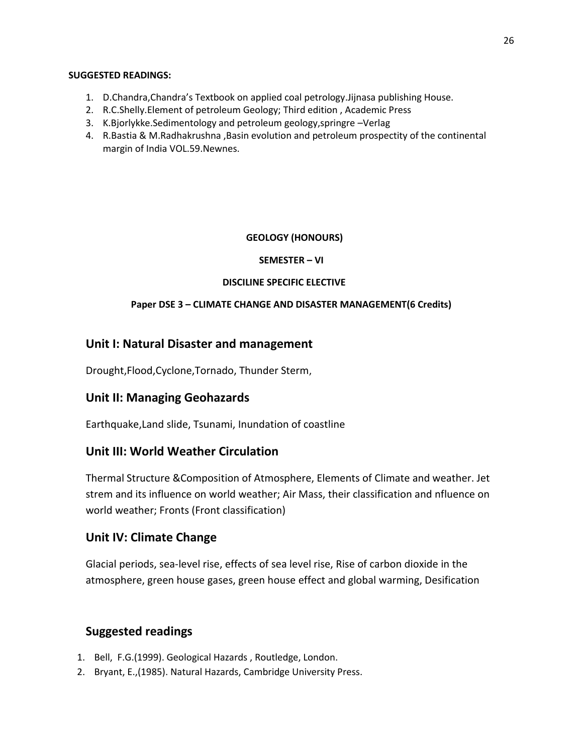**SUGGESTED READINGS:**

1. D.Chandra,Chandra's Textbook on applied coal petrology.Jijnasa publishing House.
2. R.C.Shelly.Element of petroleum Geology; Third edition , Academic Press
3. K.Bjorlykke.Sedimentology and petroleum geology,springre –Verlag
4. R.Bastia & M.Radhakrushna ,Basin evolution and petroleum prospectity of the continental margin of India VOL.59.Newnes.

**GEOLOGY (HONOURS)**

**SEMESTER – VI**

**DISCILINE SPECIFIC ELECTIVE**

**Paper DSE 3 – CLIMATE CHANGE AND DISASTER MANAGEMENT(6 Credits)**

## Unit I: Natural Disaster and management

Drought,Flood,Cyclone,Tornado, Thunder Sterm,

## Unit II: Managing Geohazards

Earthquake,Land slide, Tsunami, Inundation of coastline

## Unit III: World Weather Circulation

Thermal Structure &Composition of Atmosphere, Elements of Climate and weather. Jet strem and its influence on world weather; Air Mass, their classification and nfluence on world weather; Fronts (Front classification)

## Unit IV: Climate Change

Glacial periods, sea-level rise, effects of sea level rise, Rise of carbon dioxide in the atmosphere, green house gases, green house effect and global warming, Desification

## Suggested readings

1. Bell, F.G.(1999). Geological Hazards , Routledge, London.
2. Bryant, E.,(1985). Natural Hazards, Cambridge University Press.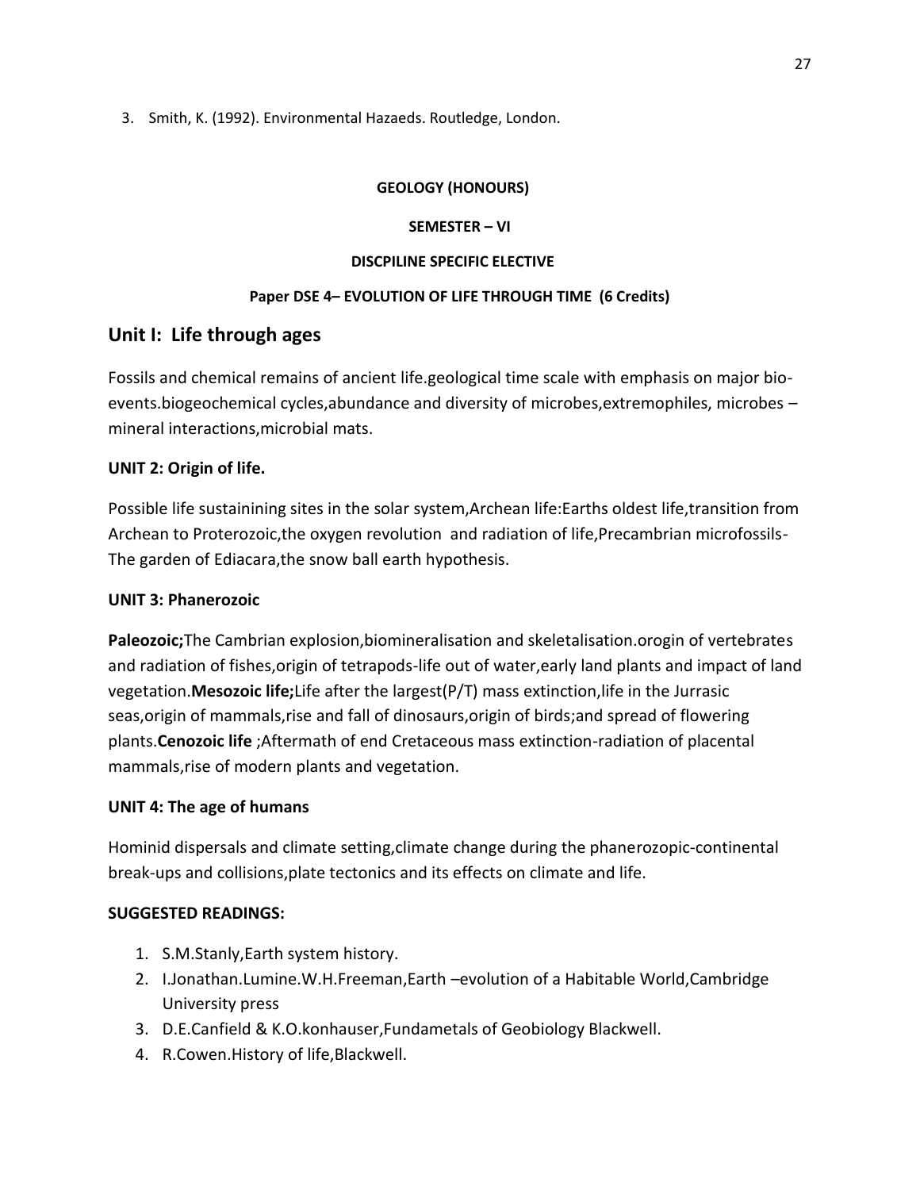3. Smith, K. (1992). Environmental Hazaeds. Routledge, London.

**GEOLOGY (HONOURS)**

**SEMESTER – VI**

**DISCPILINE SPECIFIC ELECTIVE**

**Paper DSE 4– EVOLUTION OF LIFE THROUGH TIME (6 Credits)**

## Unit I: Life through ages

Fossils and chemical remains of ancient life.geological time scale with emphasis on major bio-events.biogeochemical cycles,abundance and diversity of microbes,extremophiles, microbes – mineral interactions,microbial mats.

### UNIT 2: Origin of life.

Possible life sustainining sites in the solar system,Archean life:Earths oldest life,transition from Archean to Proterozoic,the oxygen revolution and radiation of life,Precambrian microfossils-The garden of Ediacara,the snow ball earth hypothesis.

### UNIT 3: Phanerozoic

**Paleozoic;**The Cambrian explosion,biomineralisation and skeletalisation.orogin of vertebrates and radiation of fishes,origin of tetrapods-life out of water,early land plants and impact of land vegetation.**Mesozoic life;**Life after the largest(P/T) mass extinction,life in the Jurrasic seas,origin of mammals,rise and fall of dinosaurs,origin of birds;and spread of flowering plants.**Cenozoic life** ;Aftermath of end Cretaceous mass extinction-radiation of placental mammals,rise of modern plants and vegetation.

### UNIT 4: The age of humans

Hominid dispersals and climate setting,climate change during the phanerozopic-continental break-ups and collisions,plate tectonics and its effects on climate and life.

### SUGGESTED READINGS:

1. S.M.Stanly,Earth system history.
2. I.Jonathan.Lumine.W.H.Freeman,Earth –evolution of a Habitable World,Cambridge University press
3. D.E.Canfield & K.O.konhauser,Fundametals of Geobiology Blackwell.
4. R.Cowen.History of life,Blackwell.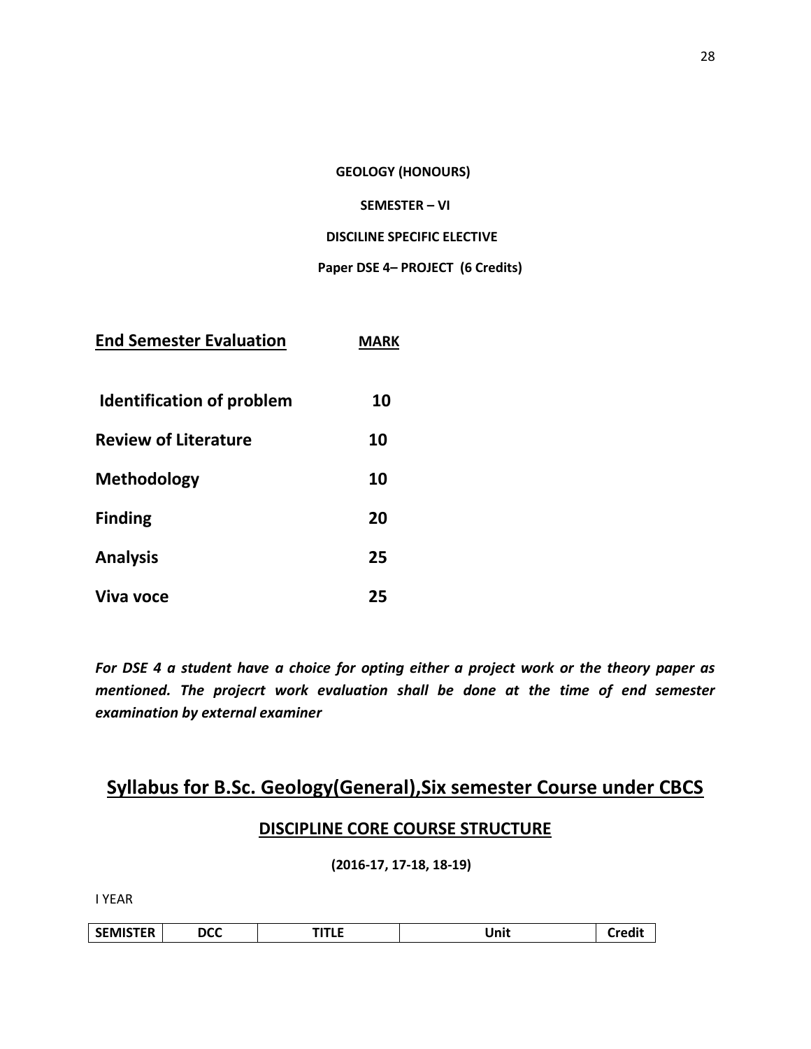**GEOLOGY (HONOURS)**

**SEMESTER – VI**

**DISCILINE SPECIFIC ELECTIVE**

**Paper DSE 4– PROJECT (6 Credits)**

| **End Semester Evaluation** | **MARK** |
|---|---|
| **Identification of problem** | **10** |
| **Review of Literature** | **10** |
| **Methodology** | **10** |
| **Finding** | **20** |
| **Analysis** | **25** |
| **Viva voce** | **25** |

***For DSE 4 a student have a choice for opting either a project work or the theory paper as mentioned. The projecrt work evaluation shall be done at the time of end semester examination by external examiner***

## Syllabus for B.Sc. Geology(General),Six semester Course under CBCS

### DISCIPLINE CORE COURSE STRUCTURE

**(2016-17, 17-18, 18-19)**

I YEAR

| SEMISTER | DCC | TITLE | Unit | Credit |
|---|---|---|---|---|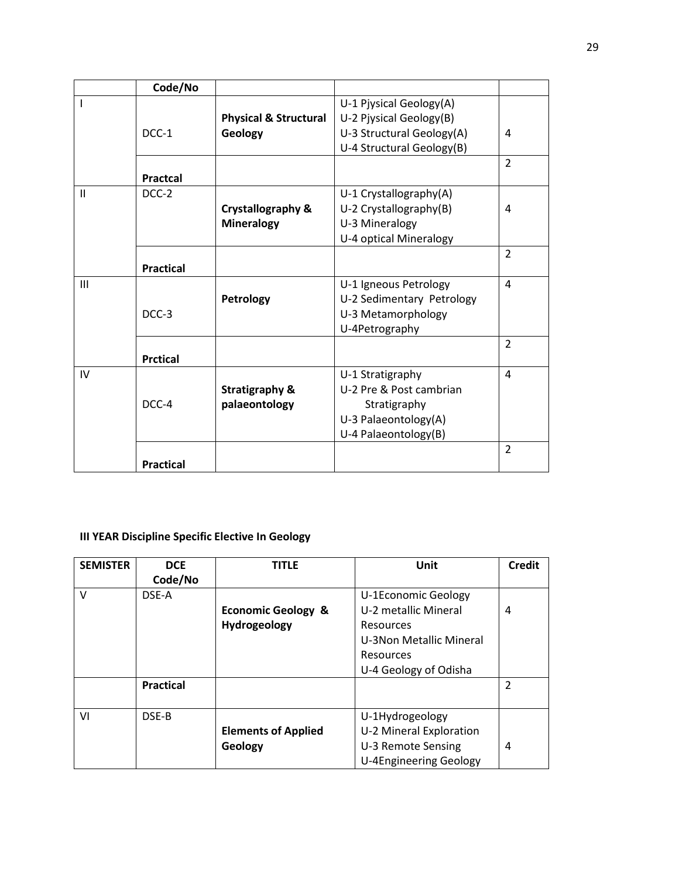|  | Code/No |  |  |  |
|---|---|---|---|---|
| I | DCC-1 | **Physical & Structural Geology** | U-1 Pjysical Geology(A)<br>U-2 Pjysical Geology(B)<br>U-3 Structural Geology(A)<br>U-4 Structural Geology(B) | 4 |
|  | **Practcal** |  |  | 2 |
| II | DCC-2 | **Crystallography & Mineralogy** | U-1 Crystallography(A)<br>U-2 Crystallography(B)<br>U-3 Mineralogy<br>U-4 optical Mineralogy | 4 |
|  | **Practical** |  |  | 2 |
| III | DCC-3 | **Petrology** | U-1 Igneous Petrology<br>U-2 Sedimentary Petrology<br>U-3 Metamorphology<br>U-4Petrography | 4 |
|  | **Prctical** |  |  | 2 |
| IV | DCC-4 | **Stratigraphy & palaeontology** | U-1 Stratigraphy<br>U-2 Pre & Post cambrian Stratigraphy<br>U-3 Palaeontology(A)<br>U-4 Palaeontology(B) | 4 |
|  | **Practical** |  |  | 2 |

**III YEAR Discipline Specific Elective In Geology**

| SEMISTER | DCE Code/No | TITLE | Unit | Credit |
|---|---|---|---|---|
| V | DSE-A | **Economic Geology & Hydrogeology** | U-1Economic Geology<br>U-2 metallic Mineral Resources<br>U-3Non Metallic Mineral Resources<br>U-4 Geology of Odisha | 4 |
|  | **Practical** |  |  | 2 |
| VI | DSE-B | **Elements of Applied Geology** | U-1Hydrogeology<br>U-2 Mineral Exploration<br>U-3 Remote Sensing<br>U-4Engineering Geology | 4 |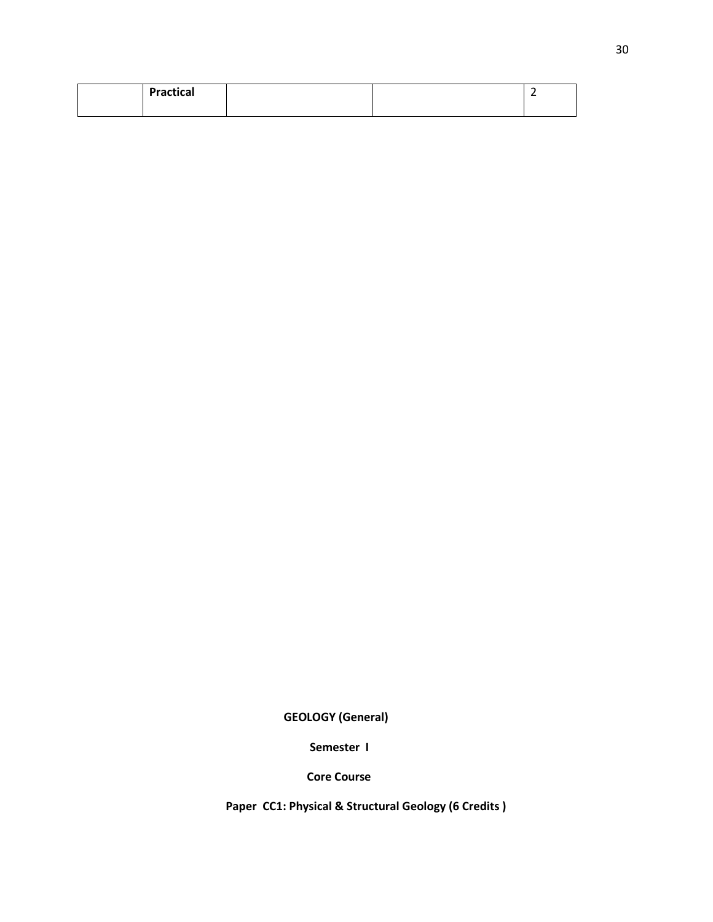|  | **Practical** |  |  | 2 |
|---|---|---|---|---|

**GEOLOGY (General)**

**Semester I**

**Core Course**

**Paper CC1: Physical & Structural Geology (6 Credits )**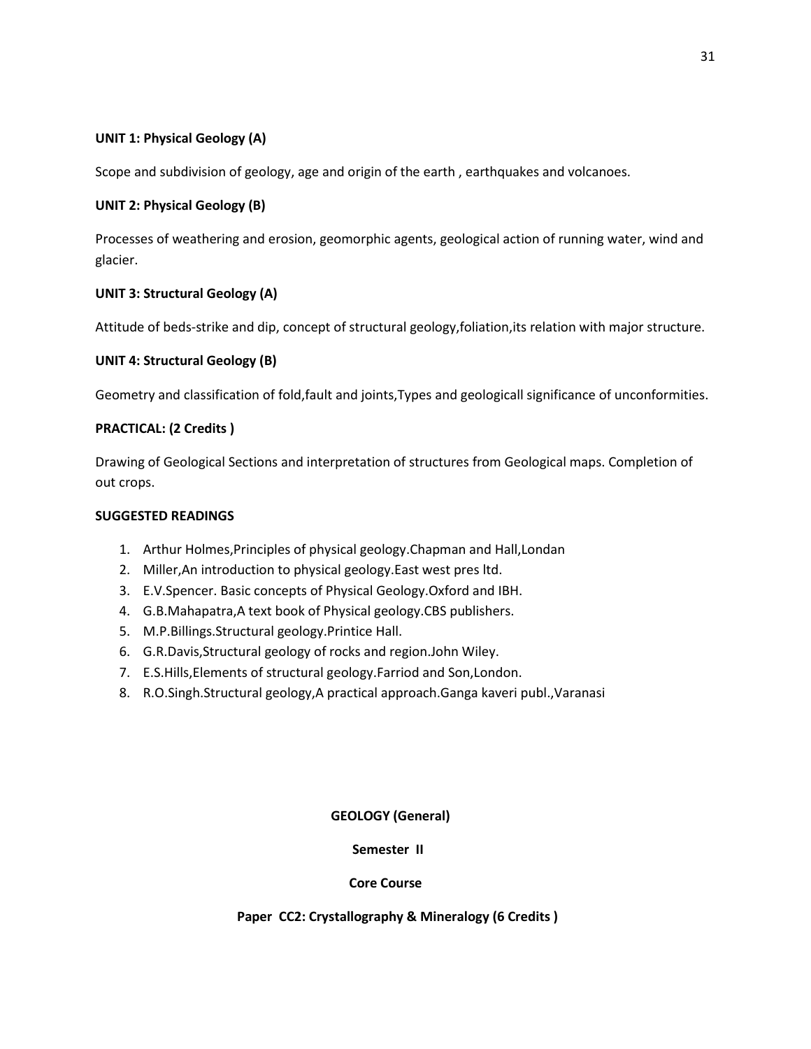**UNIT 1: Physical Geology (A)**

Scope and subdivision of geology, age and origin of the earth , earthquakes and volcanoes.

**UNIT 2: Physical Geology (B)**

Processes of weathering and erosion, geomorphic agents, geological action of running water, wind and glacier.

**UNIT 3: Structural Geology (A)**

Attitude of beds-strike and dip, concept of structural geology,foliation,its relation with major structure.

**UNIT 4: Structural Geology (B)**

Geometry and classification of fold,fault and joints,Types and geologicall significance of unconformities.

**PRACTICAL: (2 Credits )**

Drawing of Geological Sections and interpretation of structures from Geological maps. Completion of out crops.

**SUGGESTED READINGS**

1. Arthur Holmes,Principles of physical geology.Chapman and Hall,Londan
2. Miller,An introduction to physical geology.East west pres ltd.
3. E.V.Spencer. Basic concepts of Physical Geology.Oxford and IBH.
4. G.B.Mahapatra,A text book of Physical geology.CBS publishers.
5. M.P.Billings.Structural geology.Printice Hall.
6. G.R.Davis,Structural geology of rocks and region.John Wiley.
7. E.S.Hills,Elements of structural geology.Farriod and Son,London.
8. R.O.Singh.Structural geology,A practical approach.Ganga kaveri publ.,Varanasi

**GEOLOGY (General)**

**Semester II**

**Core Course**

**Paper CC2: Crystallography & Mineralogy (6 Credits )**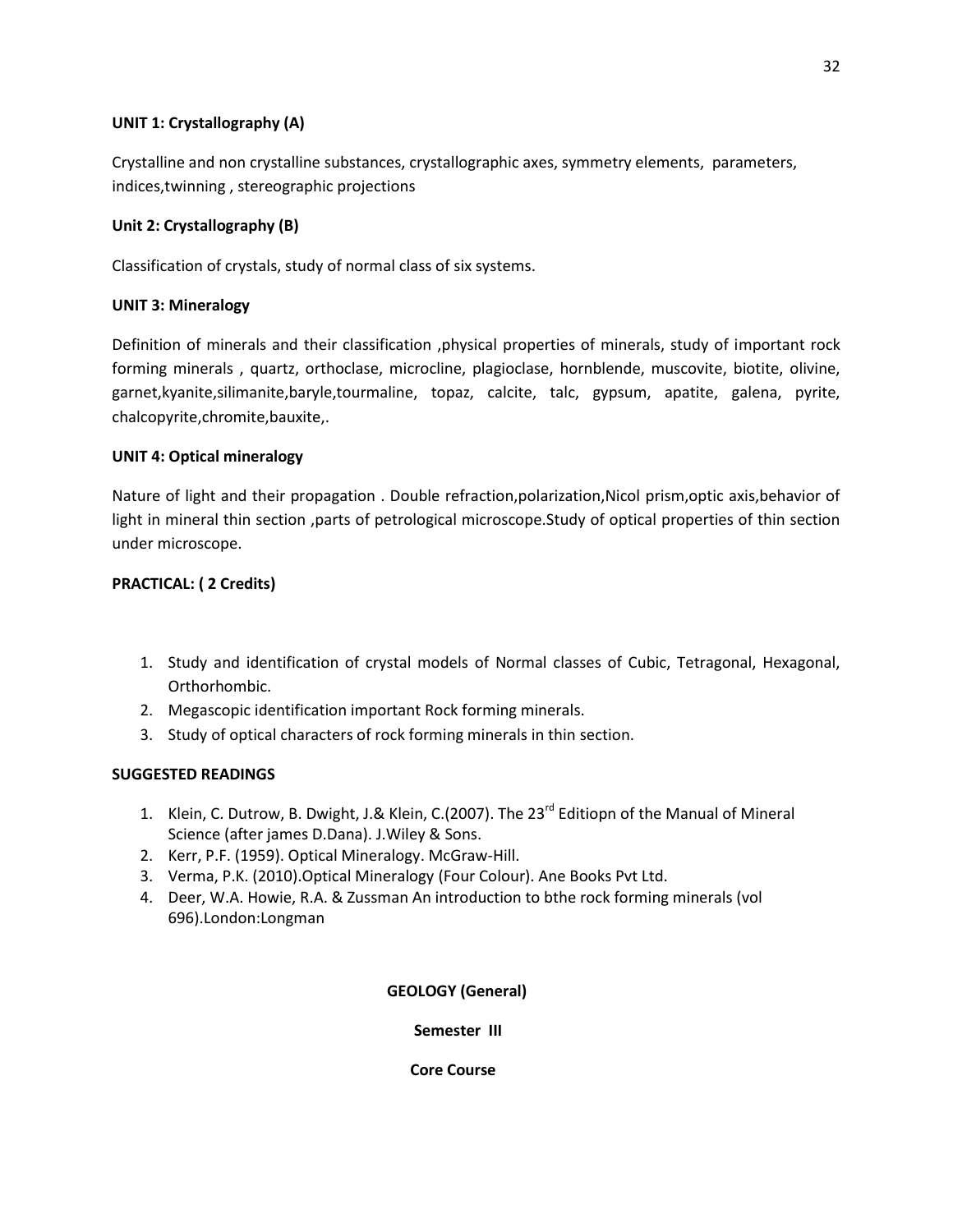**UNIT 1: Crystallography (A)**

Crystalline and non crystalline substances, crystallographic axes, symmetry elements, parameters, indices,twinning , stereographic projections

**Unit 2: Crystallography (B)**

Classification of crystals, study of normal class of six systems.

**UNIT 3: Mineralogy**

Definition of minerals and their classification ,physical properties of minerals, study of important rock forming minerals , quartz, orthoclase, microcline, plagioclase, hornblende, muscovite, biotite, olivine, garnet,kyanite,silimanite,baryle,tourmaline, topaz, calcite, talc, gypsum, apatite, galena, pyrite, chalcopyrite,chromite,bauxite,.

**UNIT 4: Optical mineralogy**

Nature of light and their propagation . Double refraction,polarization,Nicol prism,optic axis,behavior of light in mineral thin section ,parts of petrological microscope.Study of optical properties of thin section under microscope.

**PRACTICAL: ( 2 Credits)**

1. Study and identification of crystal models of Normal classes of Cubic, Tetragonal, Hexagonal, Orthorhombic.
2. Megascopic identification important Rock forming minerals.
3. Study of optical characters of rock forming minerals in thin section.

**SUGGESTED READINGS**

1. Klein, C. Dutrow, B. Dwight, J.& Klein, C.(2007). The 23rd Editiopn of the Manual of Mineral Science (after james D.Dana). J.Wiley & Sons.
2. Kerr, P.F. (1959). Optical Mineralogy. McGraw-Hill.
3. Verma, P.K. (2010).Optical Mineralogy (Four Colour). Ane Books Pvt Ltd.
4. Deer, W.A. Howie, R.A. & Zussman An introduction to bthe rock forming minerals (vol 696).London:Longman

**GEOLOGY (General)**

**Semester III**

**Core Course**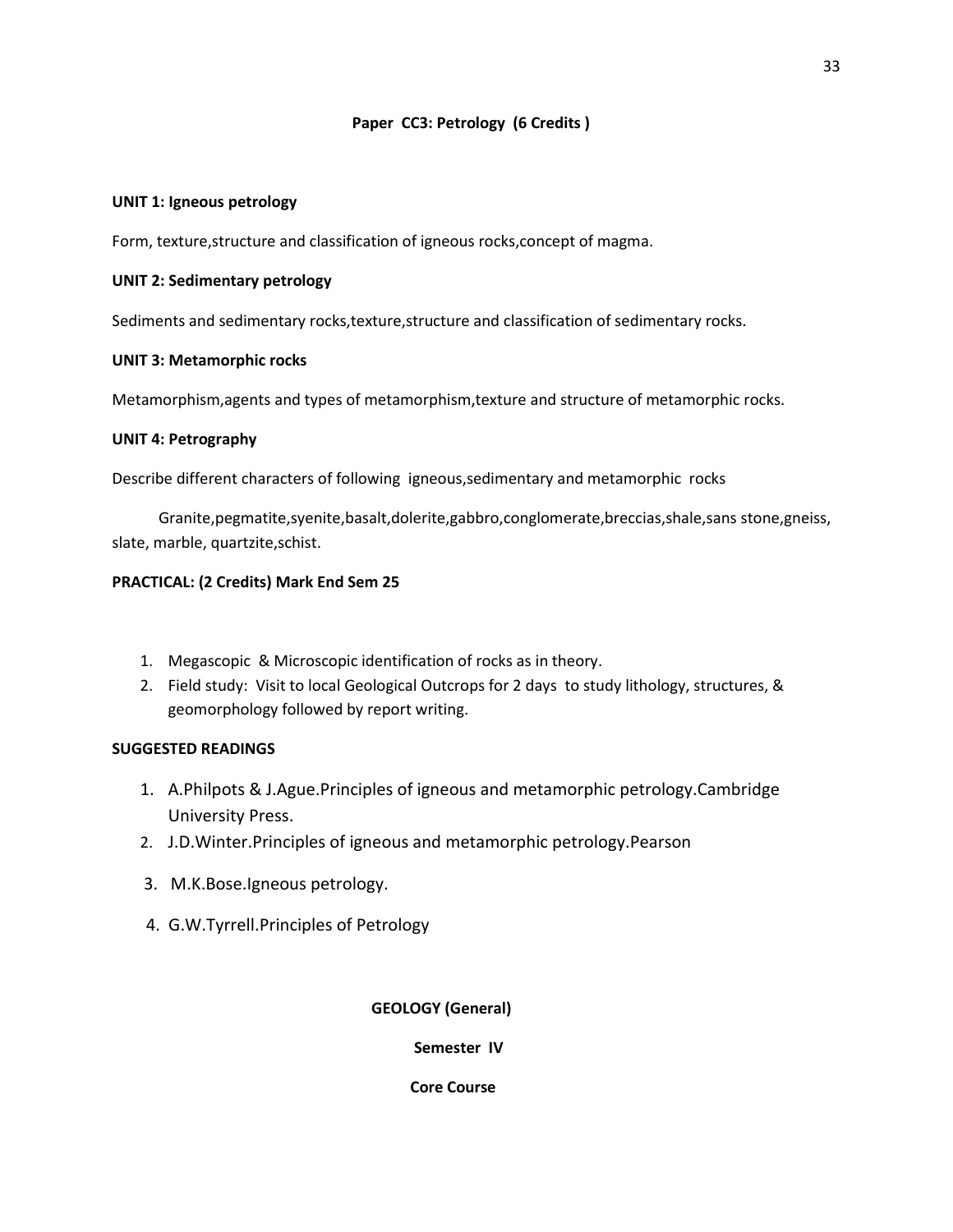## Paper CC3: Petrology (6 Credits )

**UNIT 1: Igneous petrology**

Form, texture,structure and classification of igneous rocks,concept of magma.

**UNIT 2: Sedimentary petrology**

Sediments and sedimentary rocks,texture,structure and classification of sedimentary rocks.

**UNIT 3: Metamorphic rocks**

Metamorphism,agents and types of metamorphism,texture and structure of metamorphic rocks.

**UNIT 4: Petrography**

Describe different characters of following igneous,sedimentary and metamorphic rocks

Granite,pegmatite,syenite,basalt,dolerite,gabbro,conglomerate,breccias,shale,sans stone,gneiss, slate, marble, quartzite,schist.

**PRACTICAL: (2 Credits) Mark End Sem 25**

1. Megascopic & Microscopic identification of rocks as in theory.
2. Field study: Visit to local Geological Outcrops for 2 days to study lithology, structures, & geomorphology followed by report writing.

**SUGGESTED READINGS**

1. A.Philpots & J.Ague.Principles of igneous and metamorphic petrology.Cambridge University Press.
2. J.D.Winter.Principles of igneous and metamorphic petrology.Pearson
3. M.K.Bose.Igneous petrology.
4. G.W.Tyrrell.Principles of Petrology

**GEOLOGY (General)**

**Semester IV**

**Core Course**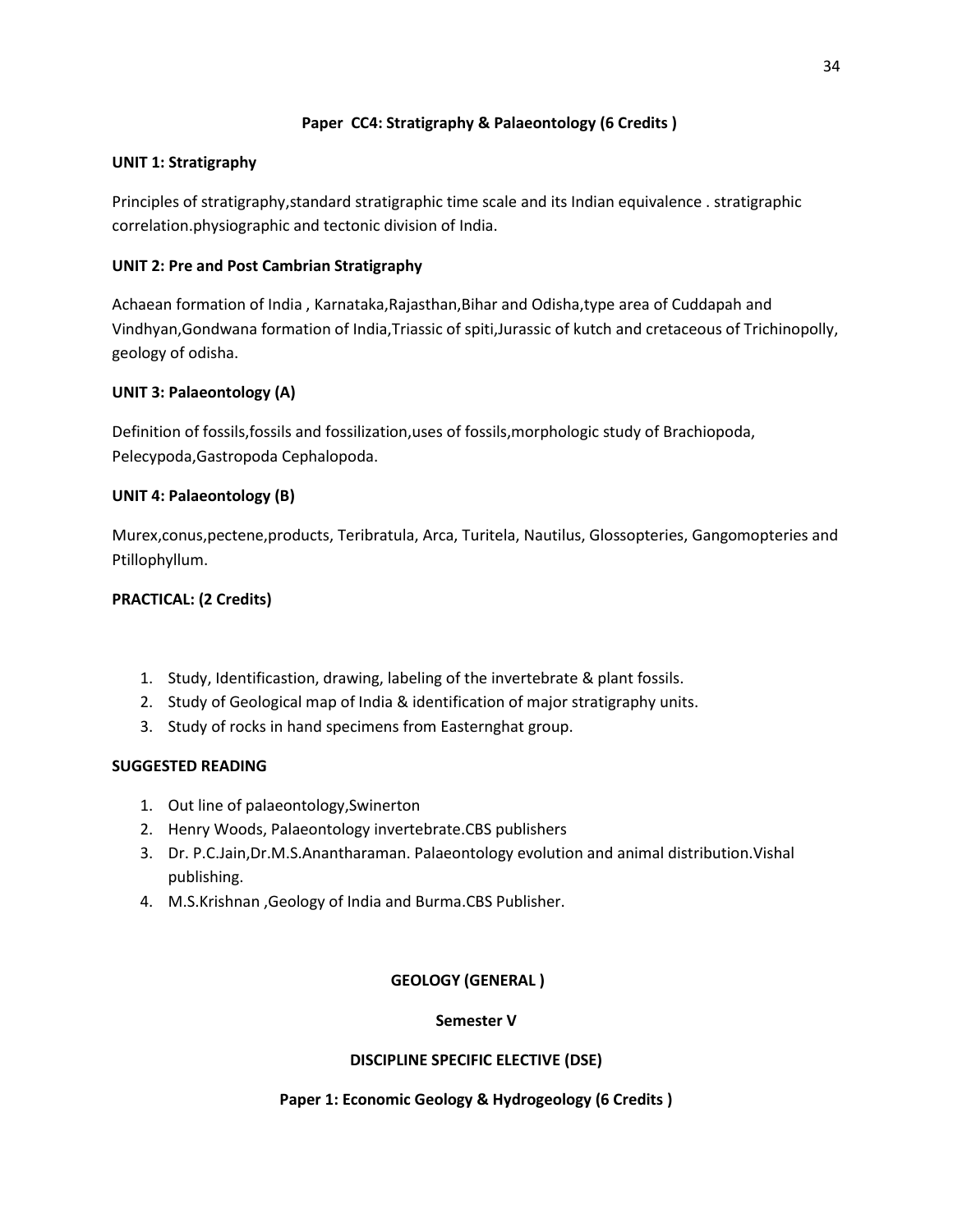### Paper CC4: Stratigraphy & Palaeontology (6 Credits )

**UNIT 1: Stratigraphy**

Principles of stratigraphy,standard stratigraphic time scale and its Indian equivalence . stratigraphic correlation.physiographic and tectonic division of India.

**UNIT 2: Pre and Post Cambrian Stratigraphy**

Achaean formation of India , Karnataka,Rajasthan,Bihar and Odisha,type area of Cuddapah and Vindhyan,Gondwana formation of India,Triassic of spiti,Jurassic of kutch and cretaceous of Trichinopolly, geology of odisha.

**UNIT 3: Palaeontology (A)**

Definition of fossils,fossils and fossilization,uses of fossils,morphologic study of Brachiopoda, Pelecypoda,Gastropoda Cephalopoda.

**UNIT 4: Palaeontology (B)**

Murex,conus,pectene,products, Teribratula, Arca, Turitela, Nautilus, Glossopteries, Gangomopteries and Ptillophyllum.

**PRACTICAL: (2 Credits)**

1. Study, Identificastion, drawing, labeling of the invertebrate & plant fossils.
2. Study of Geological map of India & identification of major stratigraphy units.
3. Study of rocks in hand specimens from Easternghat group.

**SUGGESTED READING**

1. Out line of palaeontology,Swinerton
2. Henry Woods, Palaeontology invertebrate.CBS publishers
3. Dr. P.C.Jain,Dr.M.S.Anantharaman. Palaeontology evolution and animal distribution.Vishal publishing.
4. M.S.Krishnan ,Geology of India and Burma.CBS Publisher.

## GEOLOGY (GENERAL )

### Semester V

### DISCIPLINE SPECIFIC ELECTIVE (DSE)

### Paper 1: Economic Geology & Hydrogeology (6 Credits )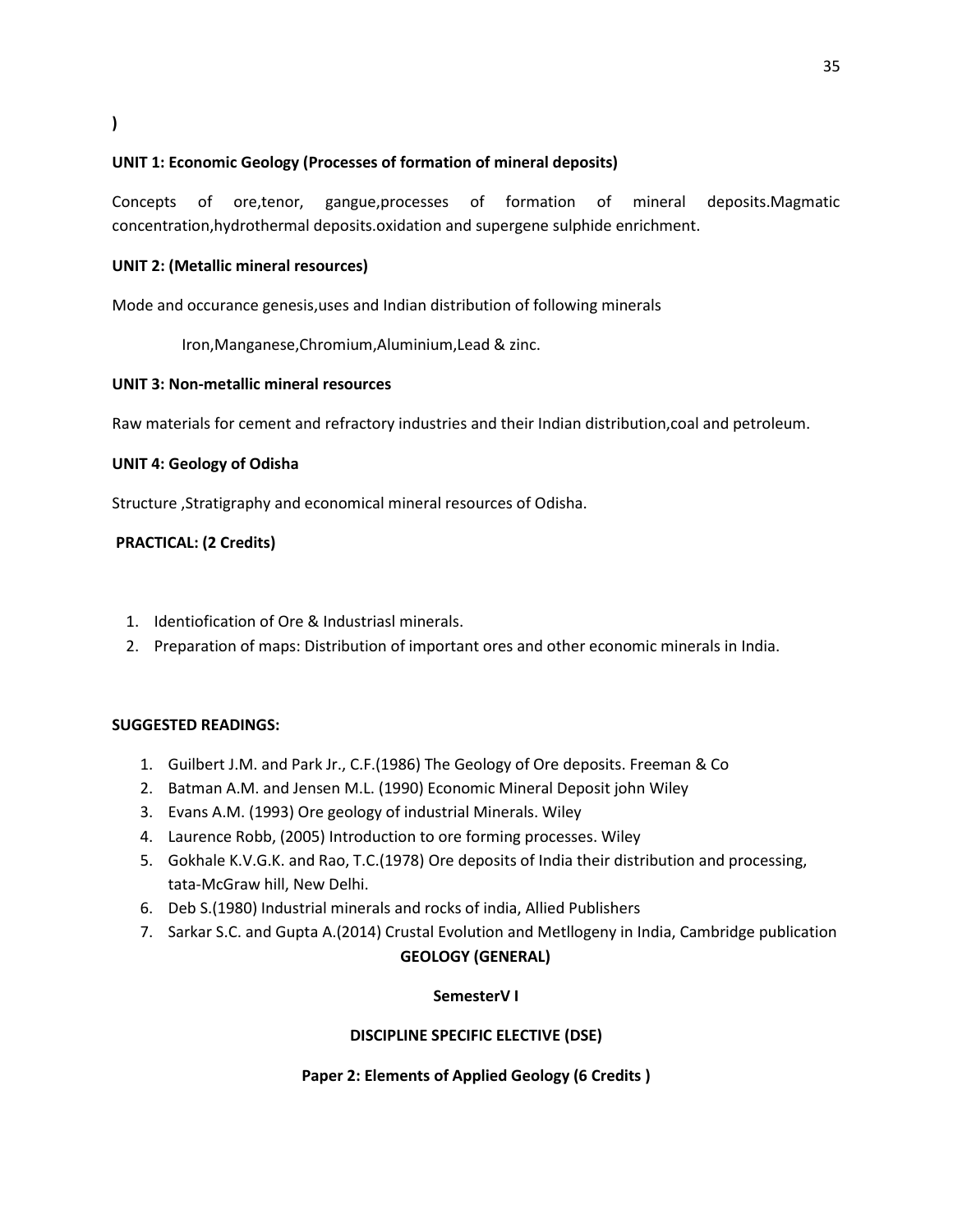)

**UNIT 1: Economic Geology (Processes of formation of mineral deposits)**

Concepts of ore,tenor, gangue,processes of formation of mineral deposits.Magmatic concentration,hydrothermal deposits.oxidation and supergene sulphide enrichment.

**UNIT 2: (Metallic mineral resources)**

Mode and occurance genesis,uses and Indian distribution of following minerals

Iron,Manganese,Chromium,Aluminium,Lead & zinc.

**UNIT 3: Non-metallic mineral resources**

Raw materials for cement and refractory industries and their Indian distribution,coal and petroleum.

**UNIT 4: Geology of Odisha**

Structure ,Stratigraphy and economical mineral resources of Odisha.

**PRACTICAL: (2 Credits)**

1. Identiofication of Ore & Industriasl minerals.
2. Preparation of maps: Distribution of important ores and other economic minerals in India.

**SUGGESTED READINGS:**

1. Guilbert J.M. and Park Jr., C.F.(1986) The Geology of Ore deposits. Freeman & Co
2. Batman A.M. and Jensen M.L. (1990) Economic Mineral Deposit john Wiley
3. Evans A.M. (1993) Ore geology of industrial Minerals. Wiley
4. Laurence Robb, (2005) Introduction to ore forming processes. Wiley
5. Gokhale K.V.G.K. and Rao, T.C.(1978) Ore deposits of India their distribution and processing, tata-McGraw hill, New Delhi.
6. Deb S.(1980) Industrial minerals and rocks of india, Allied Publishers
7. Sarkar S.C. and Gupta A.(2014) Crustal Evolution and Metllogeny in India, Cambridge publication

**GEOLOGY (GENERAL)**

**SemesterV I**

**DISCIPLINE SPECIFIC ELECTIVE (DSE)**

**Paper 2: Elements of Applied Geology (6 Credits )**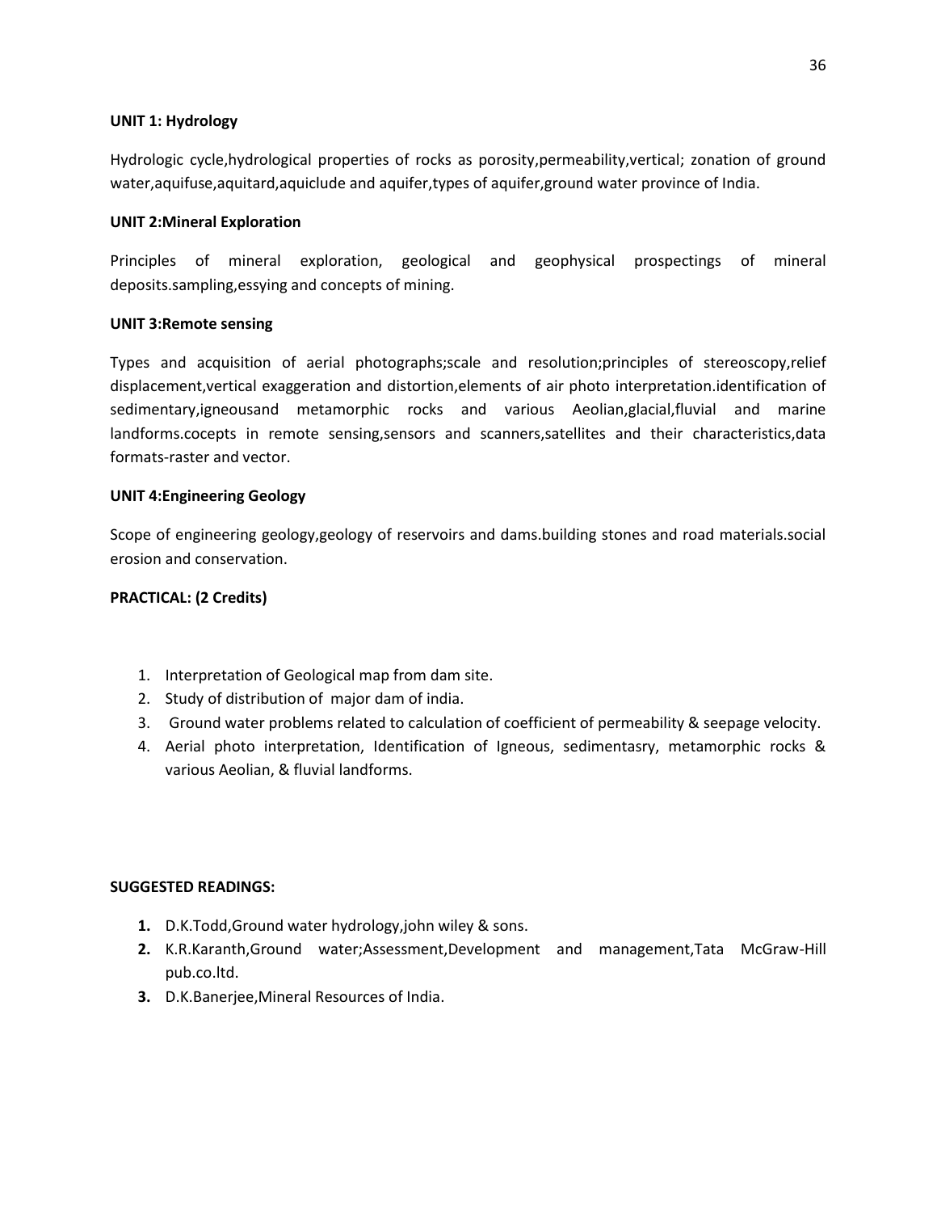**UNIT 1: Hydrology**

Hydrologic cycle,hydrological properties of rocks as porosity,permeability,vertical; zonation of ground water,aquifuse,aquitard,aquiclude and aquifer,types of aquifer,ground water province of India.

**UNIT 2:Mineral Exploration**

Principles of mineral exploration, geological and geophysical prospectings of mineral deposits.sampling,essying and concepts of mining.

**UNIT 3:Remote sensing**

Types and acquisition of aerial photographs;scale and resolution;principles of stereoscopy,relief displacement,vertical exaggeration and distortion,elements of air photo interpretation.identification of sedimentary,igneousand metamorphic rocks and various Aeolian,glacial,fluvial and marine landforms.cocepts in remote sensing,sensors and scanners,satellites and their characteristics,data formats-raster and vector.

**UNIT 4:Engineering Geology**

Scope of engineering geology,geology of reservoirs and dams.building stones and road materials.social erosion and conservation.

**PRACTICAL: (2 Credits)**

1. Interpretation of Geological map from dam site.
2. Study of distribution of major dam of india.
3. Ground water problems related to calculation of coefficient of permeability & seepage velocity.
4. Aerial photo interpretation, Identification of Igneous, sedimentasry, metamorphic rocks & various Aeolian, & fluvial landforms.

**SUGGESTED READINGS:**

1. D.K.Todd,Ground water hydrology,john wiley & sons.
2. K.R.Karanth,Ground water;Assessment,Development and management,Tata McGraw-Hill pub.co.ltd.
3. D.K.Banerjee,Mineral Resources of India.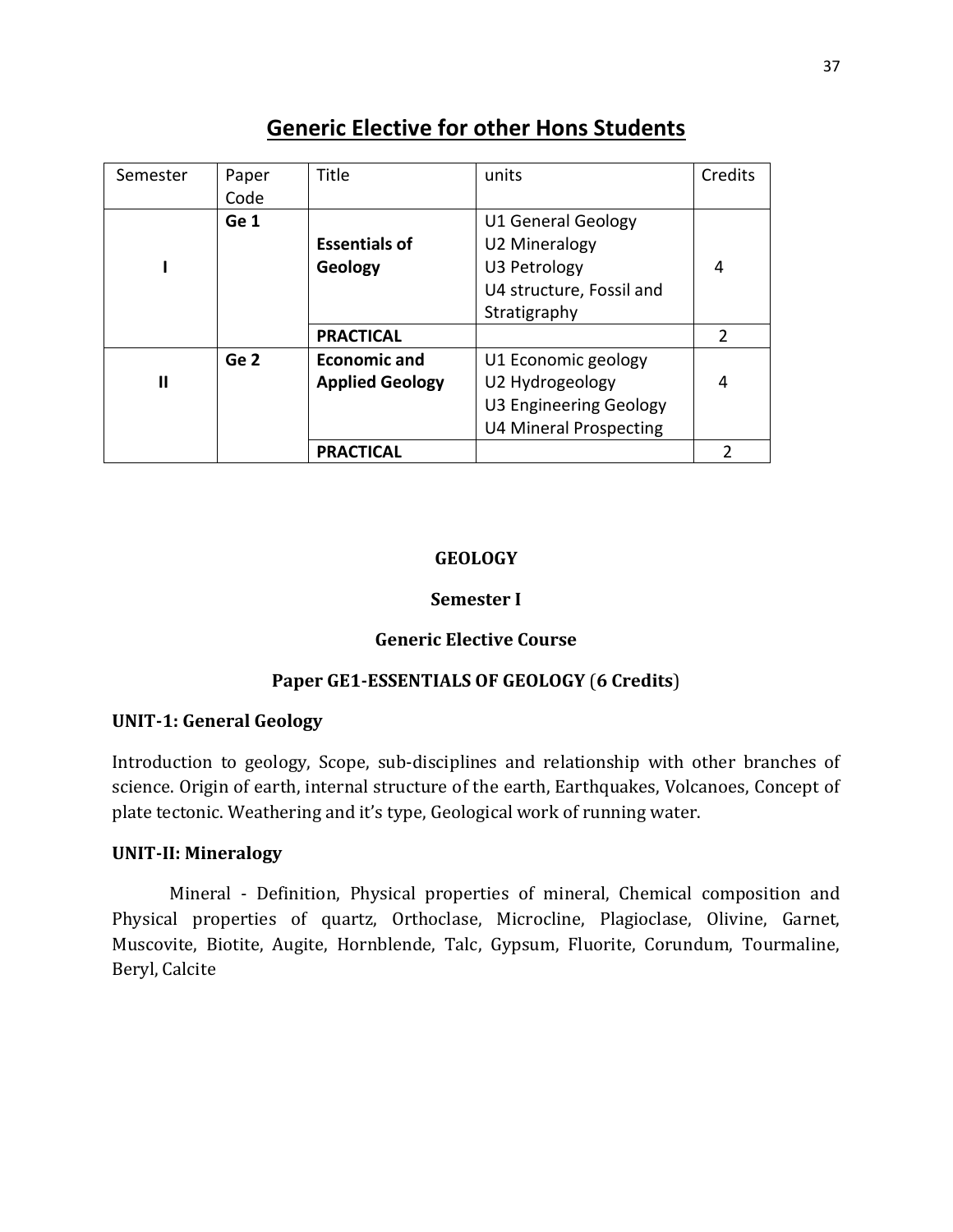# Generic Elective for other Hons Students

| Semester | Paper Code | Title | units | Credits |
|---|---|---|---|---|
| I | **Ge 1** | **Essentials of Geology** | U1 General Geology<br>U2 Mineralogy<br>U3 Petrology<br>U4 structure, Fossil and Stratigraphy | 4 |
| | | **PRACTICAL** | | 2 |
| II | **Ge 2** | **Economic and Applied Geology** | U1 Economic geology<br>U2 Hydrogeology<br>U3 Engineering Geology<br>U4 Mineral Prospecting | 4 |
| | | **PRACTICAL** | | 2 |

**GEOLOGY**

**Semester I**

**Generic Elective Course**

**Paper GE1-ESSENTIALS OF GEOLOGY (6 Credits)**

**UNIT-1: General Geology**

Introduction to geology, Scope, sub-disciplines and relationship with other branches of science. Origin of earth, internal structure of the earth, Earthquakes, Volcanoes, Concept of plate tectonic. Weathering and it's type, Geological work of running water.

**UNIT-II: Mineralogy**

Mineral - Definition, Physical properties of mineral, Chemical composition and Physical properties of quartz, Orthoclase, Microcline, Plagioclase, Olivine, Garnet, Muscovite, Biotite, Augite, Hornblende, Talc, Gypsum, Fluorite, Corundum, Tourmaline, Beryl, Calcite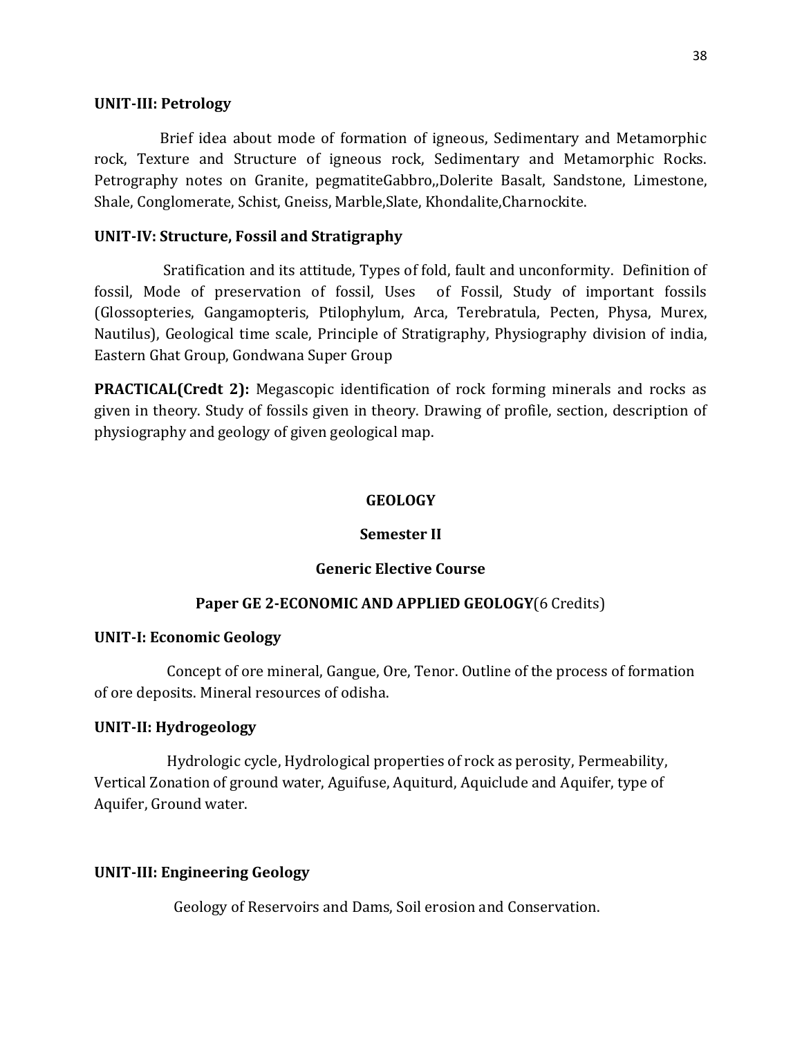**UNIT-III: Petrology**

Brief idea about mode of formation of igneous, Sedimentary and Metamorphic rock, Texture and Structure of igneous rock, Sedimentary and Metamorphic Rocks. Petrography notes on Granite, pegmatiteGabbro,,Dolerite Basalt, Sandstone, Limestone, Shale, Conglomerate, Schist, Gneiss, Marble,Slate, Khondalite,Charnockite.

**UNIT-IV: Structure, Fossil and Stratigraphy**

Sratification and its attitude, Types of fold, fault and unconformity. Definition of fossil, Mode of preservation of fossil, Uses of Fossil, Study of important fossils (Glossopteries, Gangamopteris, Ptilophylum, Arca, Terebratula, Pecten, Physa, Murex, Nautilus), Geological time scale, Principle of Stratigraphy, Physiography division of india, Eastern Ghat Group, Gondwana Super Group

**PRACTICAL(Credt 2):** Megascopic identification of rock forming minerals and rocks as given in theory. Study of fossils given in theory. Drawing of profile, section, description of physiography and geology of given geological map.

**GEOLOGY**

**Semester II**

**Generic Elective Course**

**Paper GE 2-ECONOMIC AND APPLIED GEOLOGY**(6 Credits)

**UNIT-I: Economic Geology**

Concept of ore mineral, Gangue, Ore, Tenor. Outline of the process of formation of ore deposits. Mineral resources of odisha.

**UNIT-II: Hydrogeology**

Hydrologic cycle, Hydrological properties of rock as perosity, Permeability, Vertical Zonation of ground water, Aguifuse, Aquiturd, Aquiclude and Aquifer, type of Aquifer, Ground water.

**UNIT-III: Engineering Geology**

Geology of Reservoirs and Dams, Soil erosion and Conservation.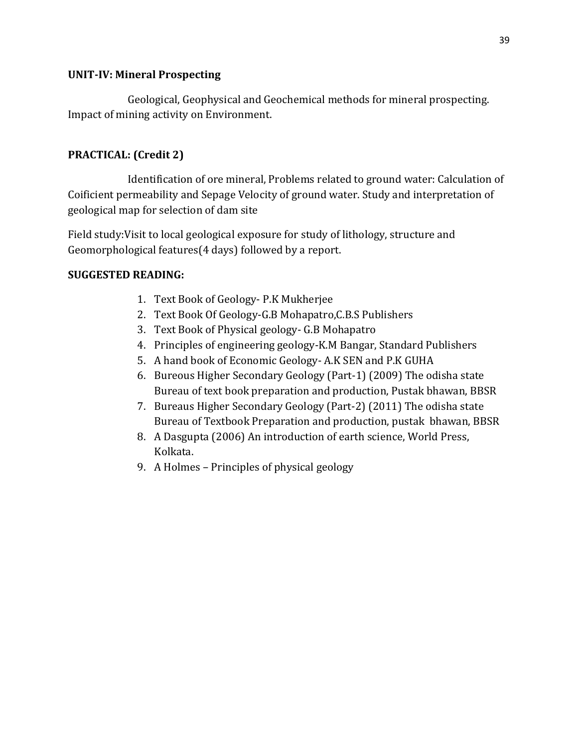**UNIT-IV: Mineral Prospecting**

Geological, Geophysical and Geochemical methods for mineral prospecting. Impact of mining activity on Environment.

**PRACTICAL: (Credit 2)**

Identification of ore mineral, Problems related to ground water: Calculation of Coificient permeability and Sepage Velocity of ground water. Study and interpretation of geological map for selection of dam site

Field study:Visit to local geological exposure for study of lithology, structure and Geomorphological features(4 days) followed by a report.

**SUGGESTED READING:**

1. Text Book of Geology- P.K Mukherjee
2. Text Book Of Geology-G.B Mohapatro,C.B.S Publishers
3. Text Book of Physical geology- G.B Mohapatro
4. Principles of engineering geology-K.M Bangar, Standard Publishers
5. A hand book of Economic Geology- A.K SEN and P.K GUHA
6. Bureous Higher Secondary Geology (Part-1) (2009) The odisha state Bureau of text book preparation and production, Pustak bhawan, BBSR
7. Bureaus Higher Secondary Geology (Part-2) (2011) The odisha state Bureau of Textbook Preparation and production, pustak bhawan, BBSR
8. A Dasgupta (2006) An introduction of earth science, World Press, Kolkata.
9. A Holmes – Principles of physical geology